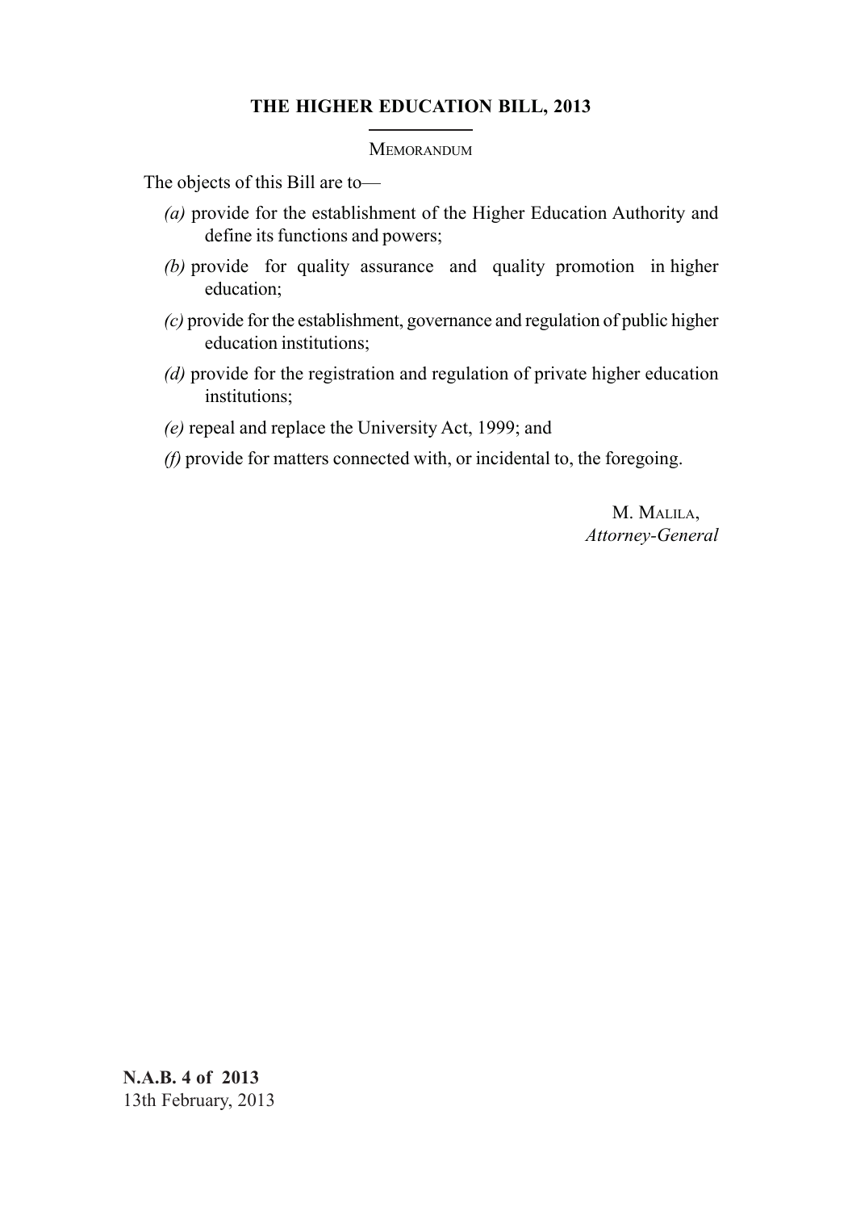# THE HIGHER EDUCATION BILL, 2013

## MEMORANDUM

The objects of this Bill are to—

*(a)* provide for the establishment of the Higher Education Authority and define its functions and powers;

*(b)* provide for quality assurance and quality promotion in higher education;

*(c)* provide for the establishment, governance and regulation of public higher education institutions;

*(d)* provide for the registration and regulation of private higher education institutions;

*(e)* repeal and replace the University Act, 1999; and

*(f)* provide for matters connected with, or incidental to, the foregoing.

M. MALILA,
*Attorney-General*

**N.A.B. 4 of 2013**
13th February, 2013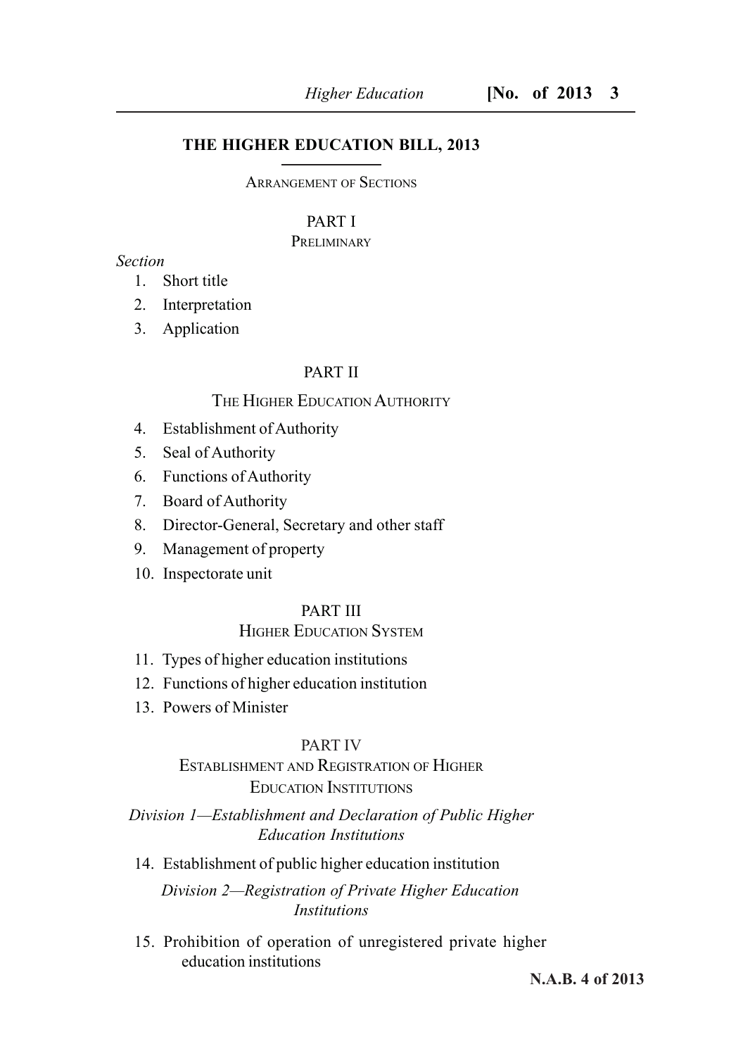# THE HIGHER EDUCATION BILL, 2013

ARRANGEMENT OF SECTIONS

## PART I

PRELIMINARY

*Section*

1. Short title
2. Interpretation
3. Application

## PART II

THE HIGHER EDUCATION AUTHORITY

4. Establishment of Authority
5. Seal of Authority
6. Functions of Authority
7. Board of Authority
8. Director-General, Secretary and other staff
9. Management of property
10. Inspectorate unit

## PART III

HIGHER EDUCATION SYSTEM

11. Types of higher education institutions
12. Functions of higher education institution
13. Powers of Minister

## PART IV

ESTABLISHMENT AND REGISTRATION OF HIGHER EDUCATION INSTITUTIONS

*Division 1—Establishment and Declaration of Public Higher Education Institutions*

14. Establishment of public higher education institution

*Division 2—Registration of Private Higher Education Institutions*

15. Prohibition of operation of unregistered private higher education institutions

N.A.B. 4 of 2013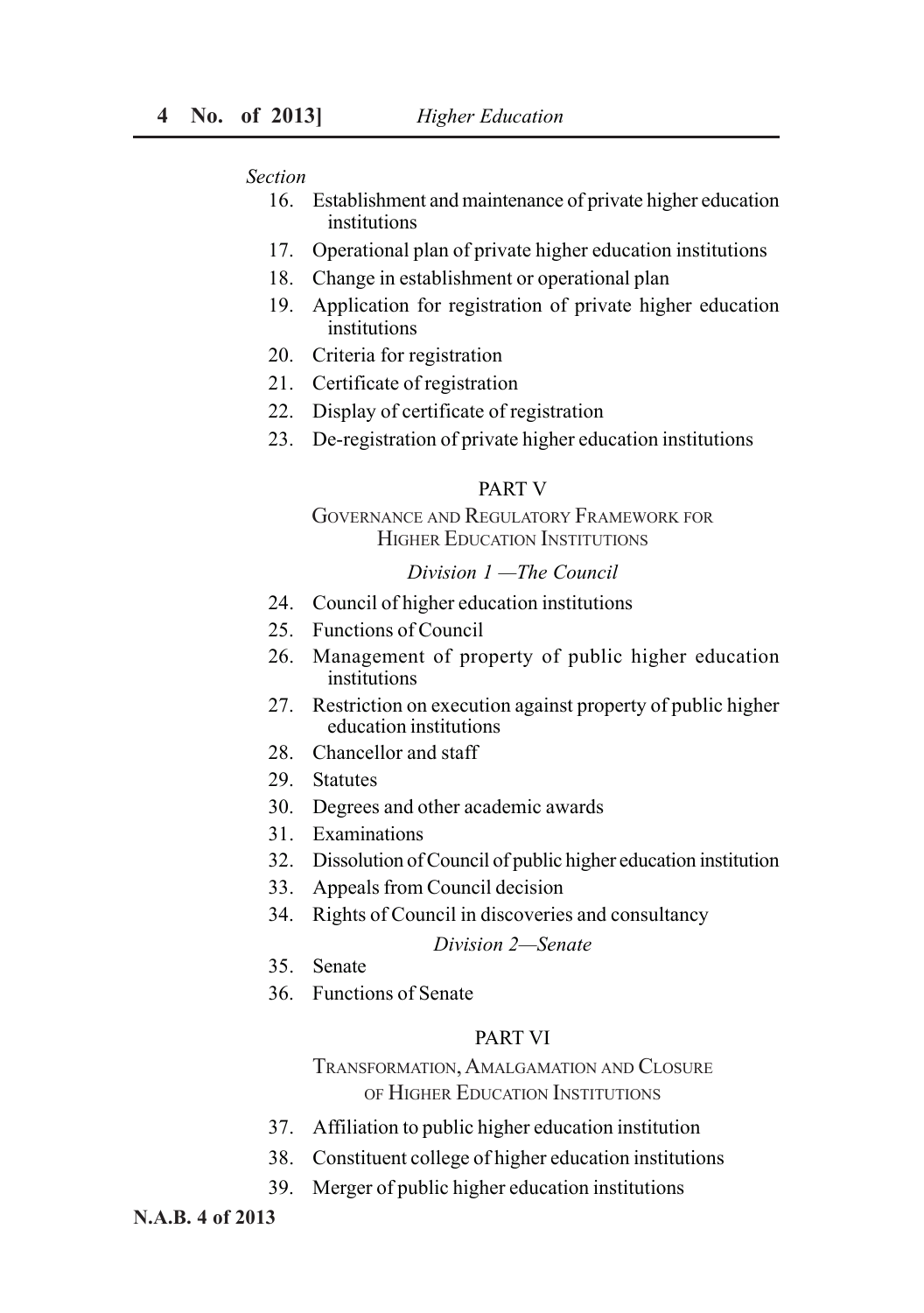*Section*

16. Establishment and maintenance of private higher education institutions
17. Operational plan of private higher education institutions
18. Change in establishment or operational plan
19. Application for registration of private higher education institutions
20. Criteria for registration
21. Certificate of registration
22. Display of certificate of registration
23. De-registration of private higher education institutions

## PART V

### GOVERNANCE AND REGULATORY FRAMEWORK FOR HIGHER EDUCATION INSTITUTIONS

*Division 1 —The Council*

24. Council of higher education institutions
25. Functions of Council
26. Management of property of public higher education institutions
27. Restriction on execution against property of public higher education institutions
28. Chancellor and staff
29. Statutes
30. Degrees and other academic awards
31. Examinations
32. Dissolution of Council of public higher education institution
33. Appeals from Council decision
34. Rights of Council in discoveries and consultancy

*Division 2—Senate*

35. Senate
36. Functions of Senate

## PART VI

### TRANSFORMATION, AMALGAMATION AND CLOSURE OF HIGHER EDUCATION INSTITUTIONS

37. Affiliation to public higher education institution
38. Constituent college of higher education institutions
39. Merger of public higher education institutions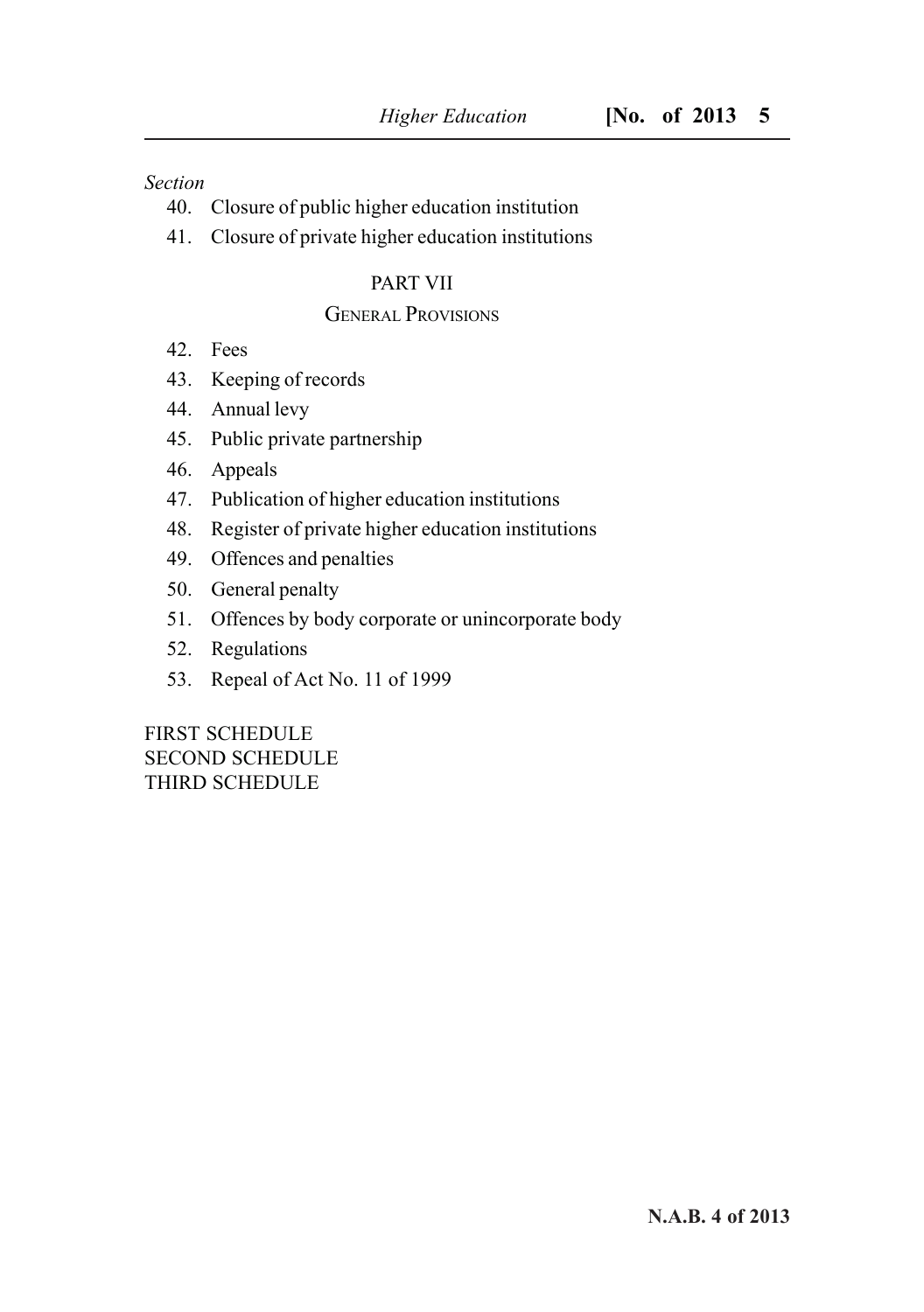*Section*

40. Closure of public higher education institution
41. Closure of private higher education institutions

PART VII

GENERAL PROVISIONS

42. Fees
43. Keeping of records
44. Annual levy
45. Public private partnership
46. Appeals
47. Publication of higher education institutions
48. Register of private higher education institutions
49. Offences and penalties
50. General penalty
51. Offences by body corporate or unincorporate body
52. Regulations
53. Repeal of Act No. 11 of 1999

FIRST SCHEDULE
SECOND SCHEDULE
THIRD SCHEDULE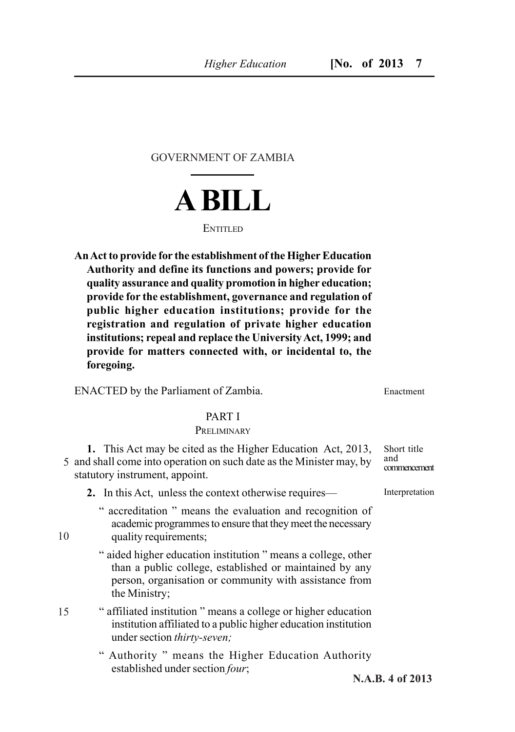GOVERNMENT OF ZAMBIA

# A BILL

ENTITLED

**An Act to provide for the establishment of the Higher Education Authority and define its functions and powers; provide for quality assurance and quality promotion in higher education; provide for the establishment, governance and regulation of public higher education institutions; provide for the registration and regulation of private higher education institutions; repeal and replace the University Act, 1999; and provide for matters connected with, or incidental to, the foregoing.**

ENACTED by the Parliament of Zambia.

Enactment

## PART I

### PRELIMINARY

Short title and commencement

**1.** This Act may be cited as the Higher Education Act, 2013, and shall come into operation on such date as the Minister may, by statutory instrument, appoint.

Interpretation

**2.** In this Act, unless the context otherwise requires—

" accreditation " means the evaluation and recognition of academic programmes to ensure that they meet the necessary quality requirements;

" aided higher education institution " means a college, other than a public college, established or maintained by any person, organisation or community with assistance from the Ministry;

" affiliated institution " means a college or higher education institution affiliated to a public higher education institution under section *thirty-seven;*

" Authority " means the Higher Education Authority established under section *four*;

**N.A.B. 4 of 2013**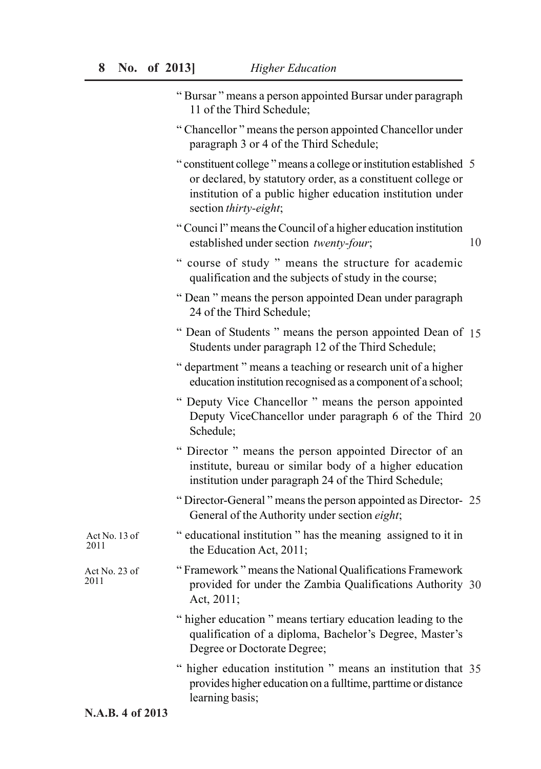"Bursar" means a person appointed Bursar under paragraph 11 of the Third Schedule;

"Chancellor" means the person appointed Chancellor under paragraph 3 or 4 of the Third Schedule;

"constituent college" means a college or institution established or declared, by statutory order, as a constituent college or institution of a public higher education institution under section *thirty-eight*;

"Council" means the Council of a higher education institution established under section *twenty-four*;

"course of study" means the structure for academic qualification and the subjects of study in the course;

"Dean" means the person appointed Dean under paragraph 24 of the Third Schedule;

"Dean of Students" means the person appointed Dean of Students under paragraph 12 of the Third Schedule;

"department" means a teaching or research unit of a higher education institution recognised as a component of a school;

"Deputy Vice Chancellor" means the person appointed Deputy ViceChancellor under paragraph 6 of the Third Schedule;

"Director" means the person appointed Director of an institute, bureau or similar body of a higher education institution under paragraph 24 of the Third Schedule;

"Director-General" means the person appointed as Director-General of the Authority under section *eight*;

"educational institution" has the meaning assigned to it in the Education Act, 2011; (Act No. 13 of 2011)

"Framework" means the National Qualifications Framework provided for under the Zambia Qualifications Authority Act, 2011; (Act No. 23 of 2011)

"higher education" means tertiary education leading to the qualification of a diploma, Bachelor's Degree, Master's Degree or Doctorate Degree;

"higher education institution" means an institution that provides higher education on a fulltime, parttime or distance learning basis;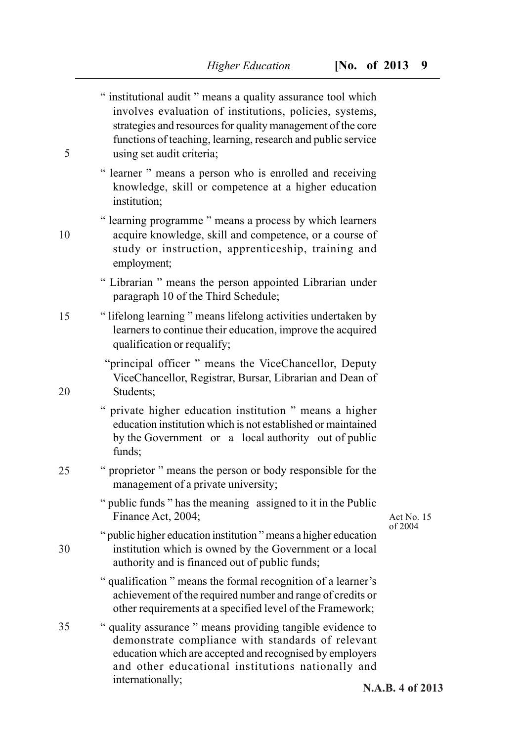" institutional audit " means a quality assurance tool which involves evaluation of institutions, policies, systems, strategies and resources for quality management of the core functions of teaching, learning, research and public service using set audit criteria;

" learner " means a person who is enrolled and receiving knowledge, skill or competence at a higher education institution;

" learning programme " means a process by which learners acquire knowledge, skill and competence, or a course of study or instruction, apprenticeship, training and employment;

" Librarian " means the person appointed Librarian under paragraph 10 of the Third Schedule;

" lifelong learning " means lifelong activities undertaken by learners to continue their education, improve the acquired qualification or requalify;

"principal officer " means the ViceChancellor, Deputy ViceChancellor, Registrar, Bursar, Librarian and Dean of Students;

" private higher education institution " means a higher education institution which is not established or maintained by the Government or a local authority out of public funds;

" proprietor " means the person or body responsible for the management of a private university;

" public funds " has the meaning assigned to it in the Public Finance Act, 2004;

Act No. 15 of 2004

" public higher education institution " means a higher education institution which is owned by the Government or a local authority and is financed out of public funds;

" qualification " means the formal recognition of a learner's achievement of the required number and range of credits or other requirements at a specified level of the Framework;

" quality assurance " means providing tangible evidence to demonstrate compliance with standards of relevant education which are accepted and recognised by employers and other educational institutions nationally and internationally;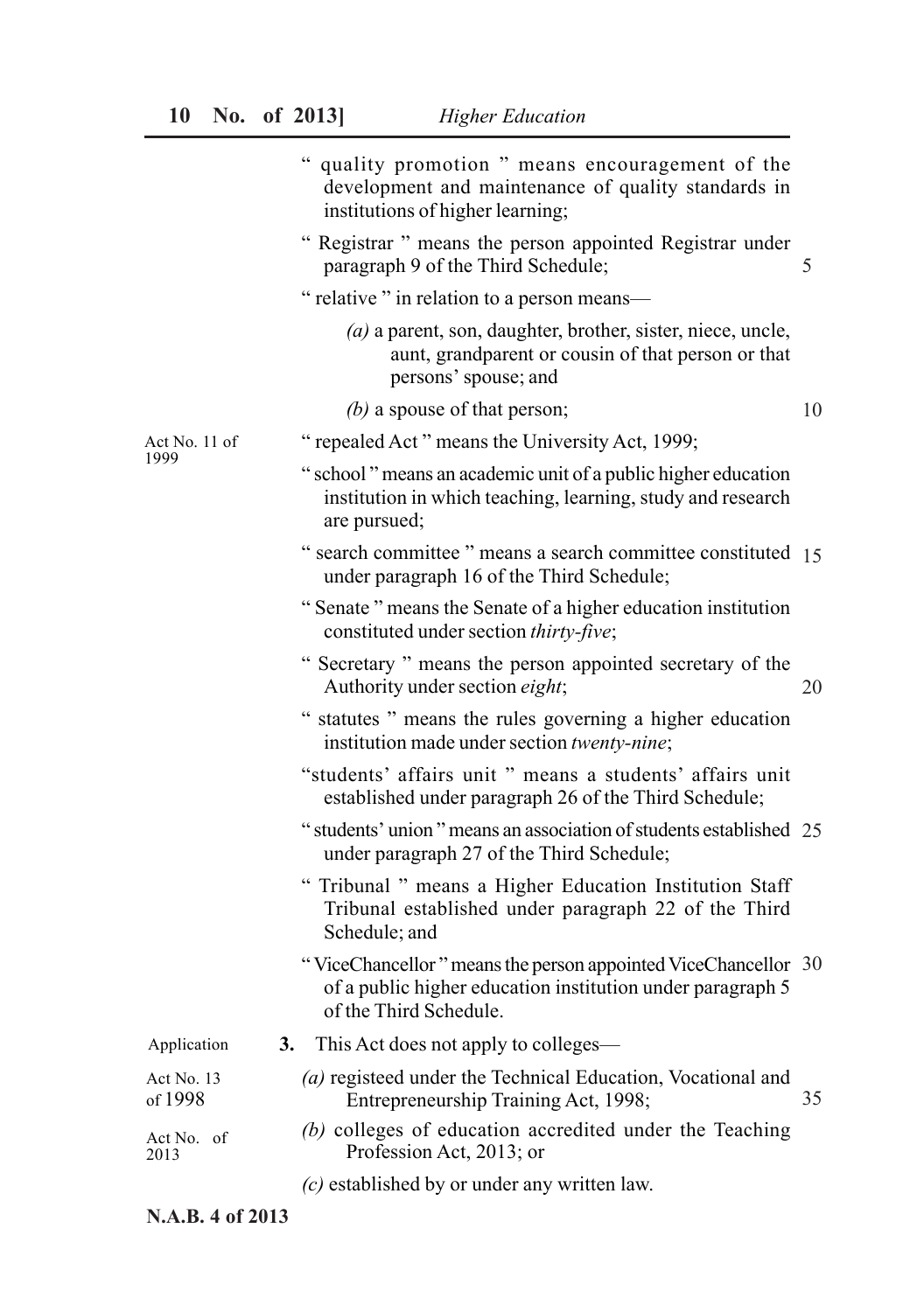" quality promotion " means encouragement of the development and maintenance of quality standards in institutions of higher learning;

" Registrar " means the person appointed Registrar under paragraph 9 of the Third Schedule;

" relative " in relation to a person means—

*(a)* a parent, son, daughter, brother, sister, niece, uncle, aunt, grandparent or cousin of that person or that persons' spouse; and

*(b)* a spouse of that person;

Act No. 11 of 1999

" repealed Act " means the University Act, 1999;

" school " means an academic unit of a public higher education institution in which teaching, learning, study and research are pursued;

" search committee " means a search committee constituted under paragraph 16 of the Third Schedule;

" Senate " means the Senate of a higher education institution constituted under section *thirty-five*;

" Secretary " means the person appointed secretary of the Authority under section *eight*;

" statutes " means the rules governing a higher education institution made under section *twenty-nine*;

"students' affairs unit " means a students' affairs unit established under paragraph 26 of the Third Schedule;

" students' union " means an association of students established under paragraph 27 of the Third Schedule;

" Tribunal " means a Higher Education Institution Staff Tribunal established under paragraph 22 of the Third Schedule; and

" ViceChancellor " means the person appointed ViceChancellor of a public higher education institution under paragraph 5 of the Third Schedule.

Application

**3.** This Act does not apply to colleges—

Act No. 13 of 1998

*(a)* registeed under the Technical Education, Vocational and Entrepreneurship Training Act, 1998;

Act No. of 2013

*(b)* colleges of education accredited under the Teaching Profession Act, 2013; or

*(c)* established by or under any written law.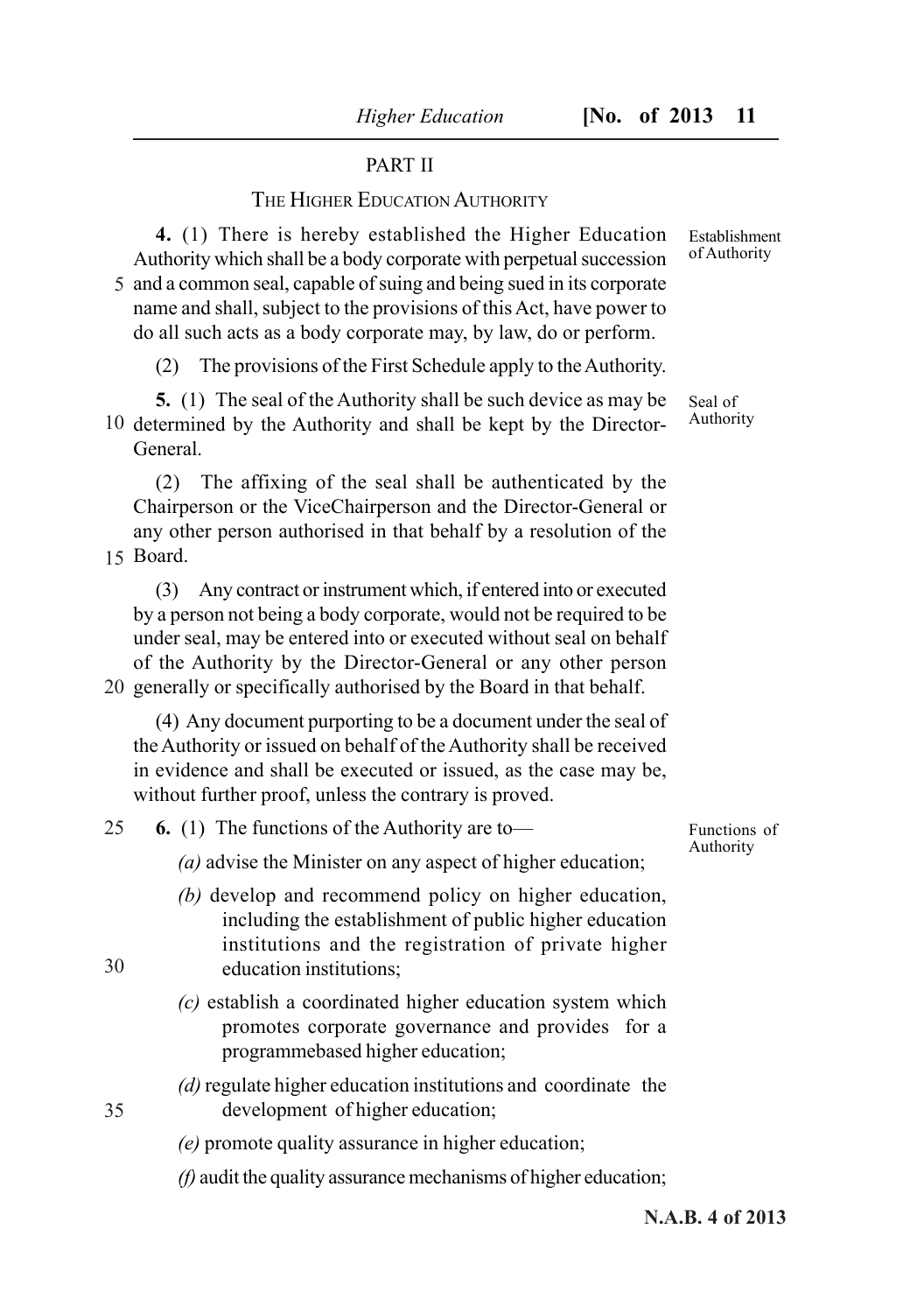## PART II

## THE HIGHER EDUCATION AUTHORITY

Establishment of Authority

**4.** (1) There is hereby established the Higher Education Authority which shall be a body corporate with perpetual succession and a common seal, capable of suing and being sued in its corporate name and shall, subject to the provisions of this Act, have power to do all such acts as a body corporate may, by law, do or perform.

(2) The provisions of the First Schedule apply to the Authority.

Seal of Authority

**5.** (1) The seal of the Authority shall be such device as may be determined by the Authority and shall be kept by the Director-General.

(2) The affixing of the seal shall be authenticated by the Chairperson or the ViceChairperson and the Director-General or any other person authorised in that behalf by a resolution of the Board.

(3) Any contract or instrument which, if entered into or executed by a person not being a body corporate, would not be required to be under seal, may be entered into or executed without seal on behalf of the Authority by the Director-General or any other person generally or specifically authorised by the Board in that behalf.

(4) Any document purporting to be a document under the seal of the Authority or issued on behalf of the Authority shall be received in evidence and shall be executed or issued, as the case may be, without further proof, unless the contrary is proved.

Functions of Authority

**6.** (1) The functions of the Authority are to—

*(a)* advise the Minister on any aspect of higher education;

*(b)* develop and recommend policy on higher education, including the establishment of public higher education institutions and the registration of private higher education institutions;

*(c)* establish a coordinated higher education system which promotes corporate governance and provides for a programmebased higher education;

*(d)* regulate higher education institutions and coordinate the development of higher education;

*(e)* promote quality assurance in higher education;

*(f)* audit the quality assurance mechanisms of higher education;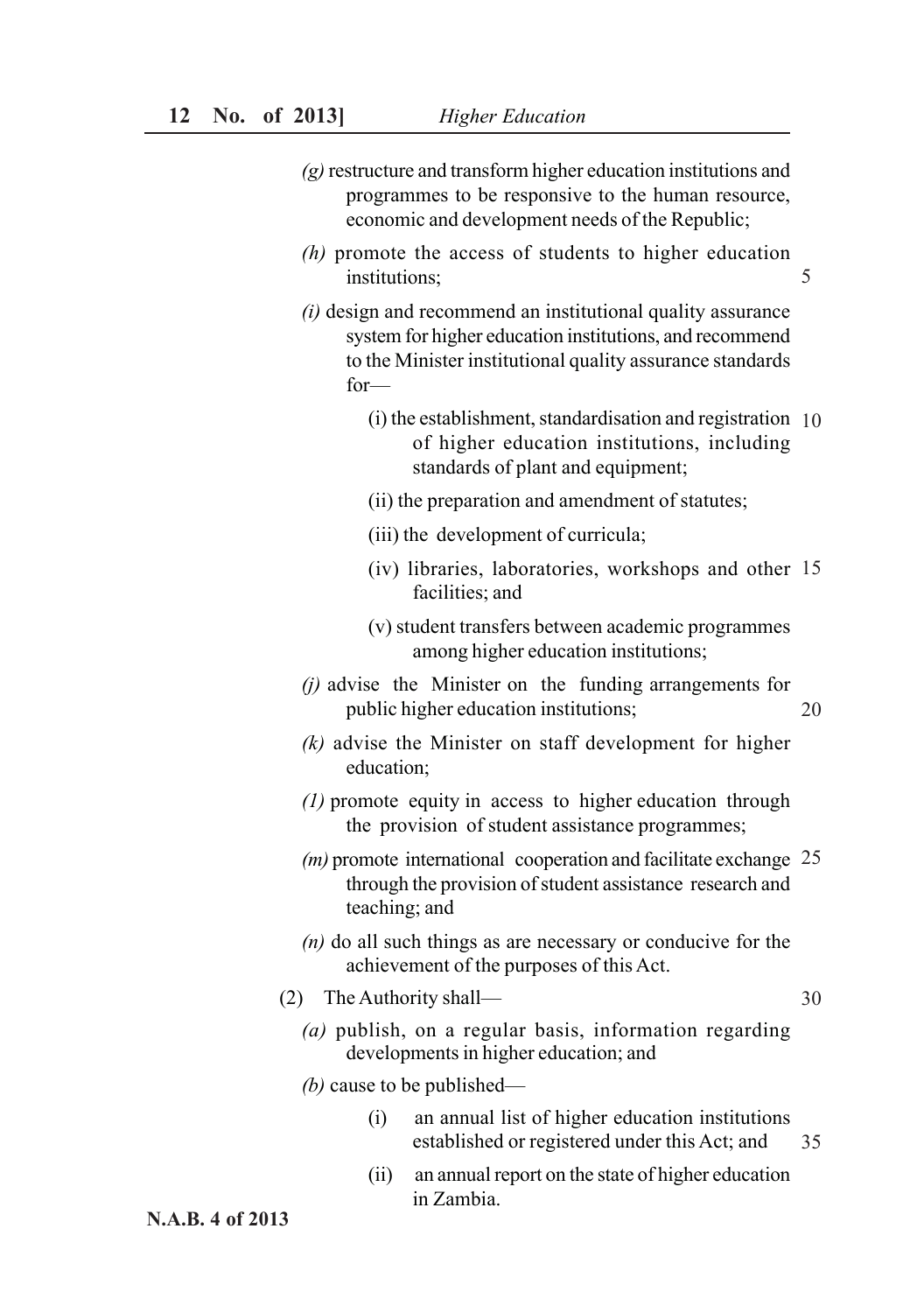*(g)* restructure and transform higher education institutions and programmes to be responsive to the human resource, economic and development needs of the Republic;

*(h)* promote the access of students to higher education institutions;

*(i)* design and recommend an institutional quality assurance system for higher education institutions, and recommend to the Minister institutional quality assurance standards for—

(i) the establishment, standardisation and registration of higher education institutions, including standards of plant and equipment;

(ii) the preparation and amendment of statutes;

(iii) the development of curricula;

(iv) libraries, laboratories, workshops and other facilities; and

(v) student transfers between academic programmes among higher education institutions;

*(j)* advise the Minister on the funding arrangements for public higher education institutions;

*(k)* advise the Minister on staff development for higher education;

*(1)* promote equity in access to higher education through the provision of student assistance programmes;

*(m)* promote international cooperation and facilitate exchange through the provision of student assistance research and teaching; and

*(n)* do all such things as are necessary or conducive for the achievement of the purposes of this Act.

(2) The Authority shall—

*(a)* publish, on a regular basis, information regarding developments in higher education; and

*(b)* cause to be published—

(i) an annual list of higher education institutions established or registered under this Act; and

(ii) an annual report on the state of higher education in Zambia.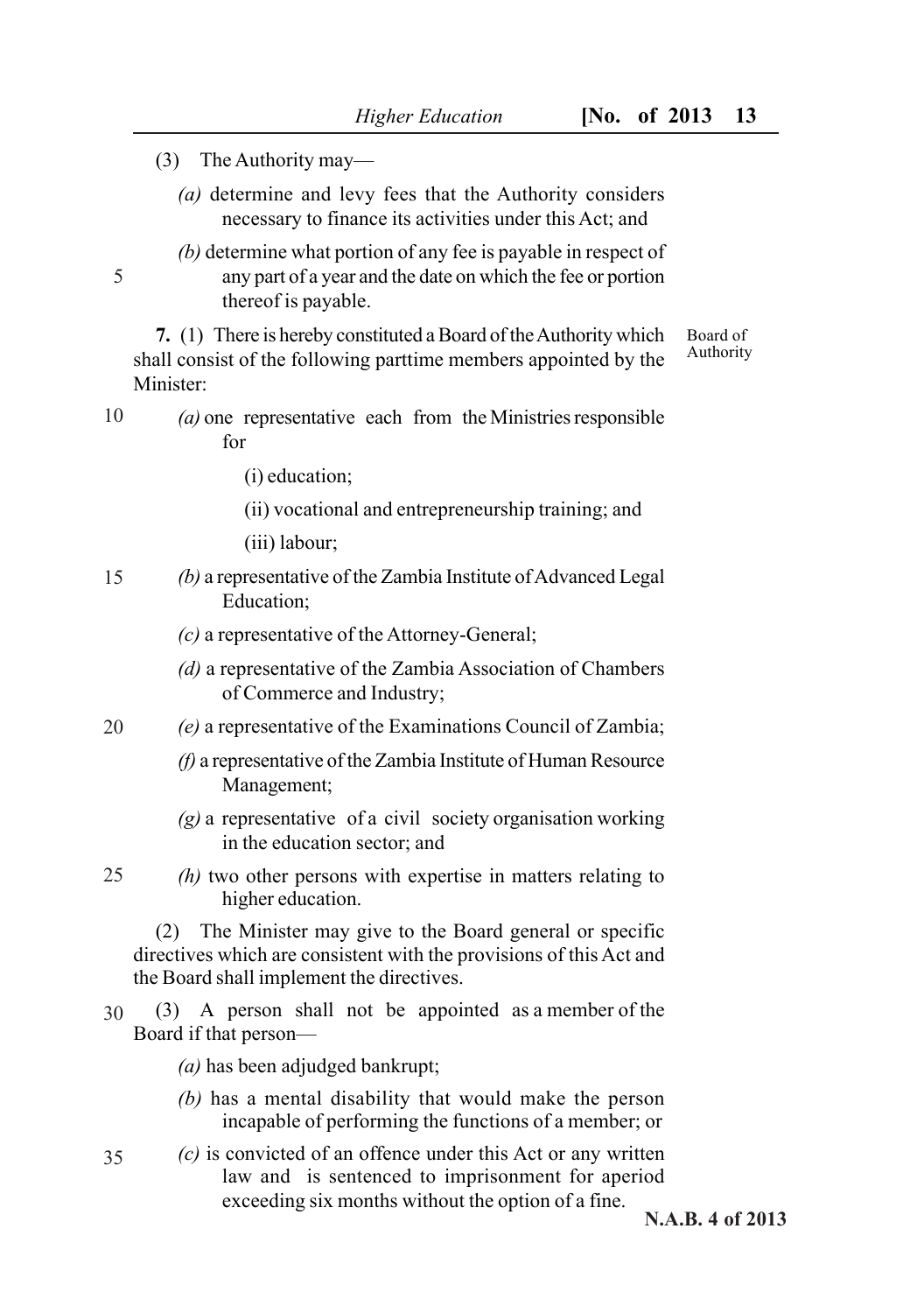(3) The Authority may—

*(a)* determine and levy fees that the Authority considers necessary to finance its activities under this Act; and

*(b)* determine what portion of any fee is payable in respect of any part of a year and the date on which the fee or portion thereof is payable.

Board of Authority

**7.** (1) There is hereby constituted a Board of the Authority which shall consist of the following parttime members appointed by the Minister:

*(a)* one representative each from the Ministries responsible for

(i) education;

(ii) vocational and entrepreneurship training; and

(iii) labour;

*(b)* a representative of the Zambia Institute of Advanced Legal Education;

*(c)* a representative of the Attorney-General;

*(d)* a representative of the Zambia Association of Chambers of Commerce and Industry;

*(e)* a representative of the Examinations Council of Zambia;

*(f)* a representative of the Zambia Institute of Human Resource Management;

*(g)* a representative of a civil society organisation working in the education sector; and

*(h)* two other persons with expertise in matters relating to higher education.

(2) The Minister may give to the Board general or specific directives which are consistent with the provisions of this Act and the Board shall implement the directives.

(3) A person shall not be appointed as a member of the Board if that person—

*(a)* has been adjudged bankrupt;

*(b)* has a mental disability that would make the person incapable of performing the functions of a member; or

*(c)* is convicted of an offence under this Act or any written law and is sentenced to imprisonment for aperiod exceeding six months without the option of a fine.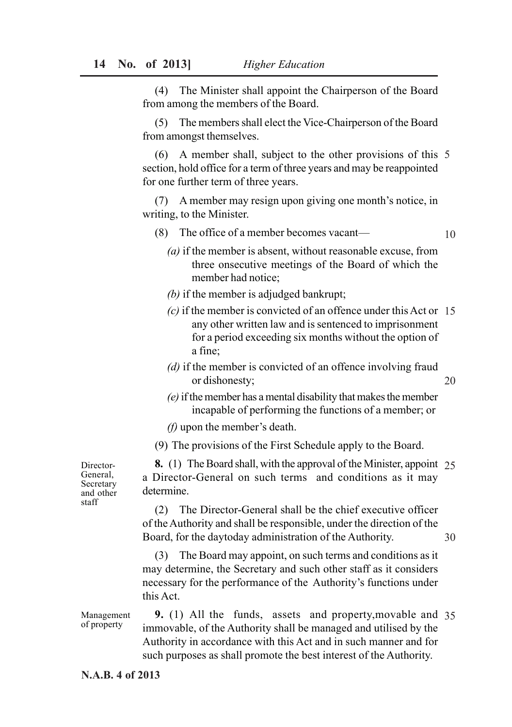(4) The Minister shall appoint the Chairperson of the Board from among the members of the Board.

(5) The members shall elect the Vice-Chairperson of the Board from amongst themselves.

(6) A member shall, subject to the other provisions of this section, hold office for a term of three years and may be reappointed for one further term of three years.

(7) A member may resign upon giving one month's notice, in writing, to the Minister.

(8) The office of a member becomes vacant—

*(a)* if the member is absent, without reasonable excuse, from three onsecutive meetings of the Board of which the member had notice;

*(b)* if the member is adjudged bankrupt;

*(c)* if the member is convicted of an offence under this Act or any other written law and is sentenced to imprisonment for a period exceeding six months without the option of a fine;

*(d)* if the member is convicted of an offence involving fraud or dishonesty;

*(e)* if the member has a mental disability that makes the member incapable of performing the functions of a member; or

*(f)* upon the member's death.

(9) The provisions of the First Schedule apply to the Board.

Director-General, Secretary and other staff

**8.** (1) The Board shall, with the approval of the Minister, appoint a Director-General on such terms and conditions as it may determine.

(2) The Director-General shall be the chief executive officer of the Authority and shall be responsible, under the direction of the Board, for the daytoday administration of the Authority.

(3) The Board may appoint, on such terms and conditions as it may determine, the Secretary and such other staff as it considers necessary for the performance of the Authority's functions under this Act.

Management of property

**9.** (1) All the funds, assets and property,movable and immovable, of the Authority shall be managed and utilised by the Authority in accordance with this Act and in such manner and for such purposes as shall promote the best interest of the Authority.

**N.A.B. 4 of 2013**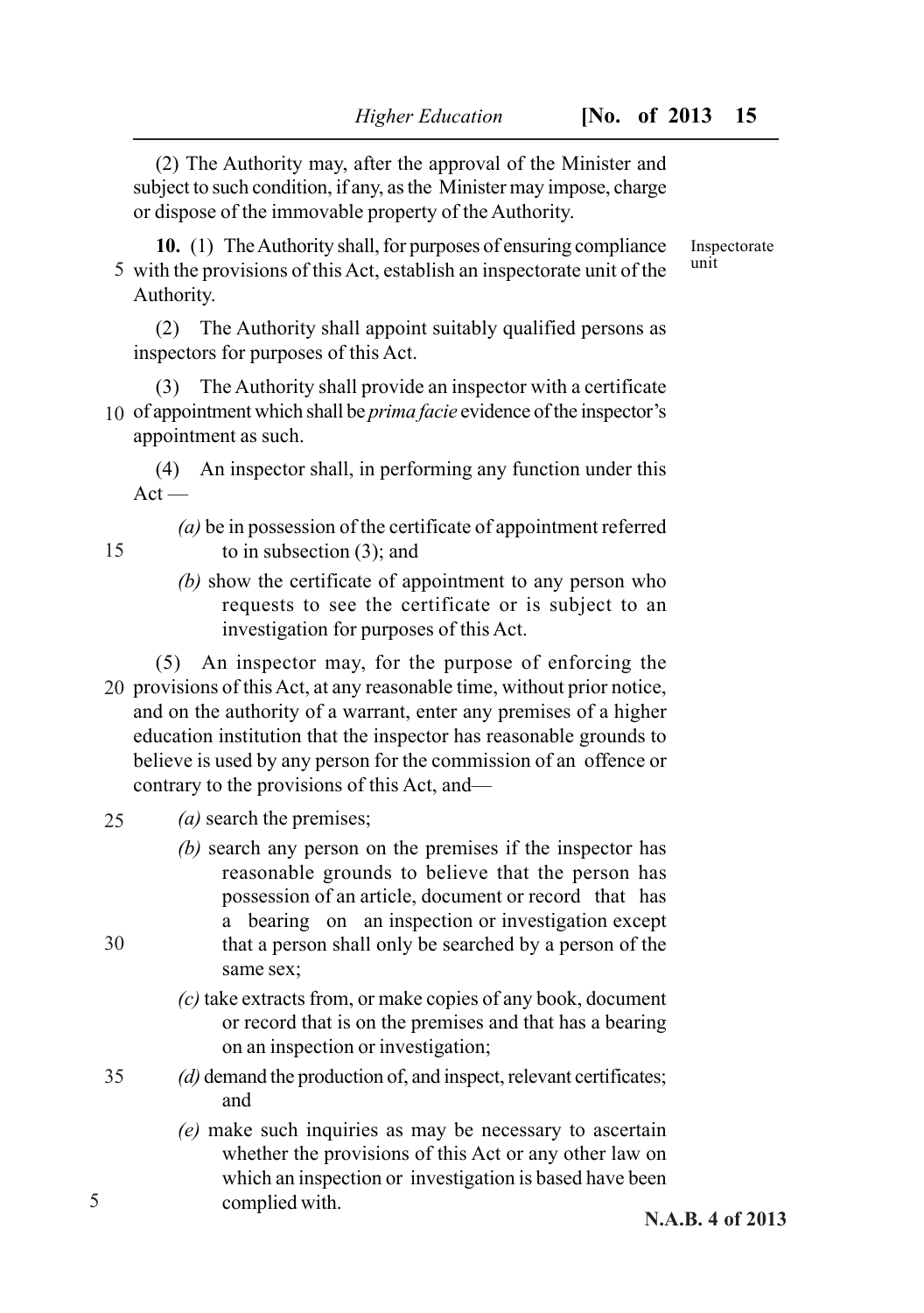(2) The Authority may, after the approval of the Minister and subject to such condition, if any, as the Minister may impose, charge or dispose of the immovable property of the Authority.

**Inspectorate unit**

**10.** (1) The Authority shall, for purposes of ensuring compliance with the provisions of this Act, establish an inspectorate unit of the Authority.

(2) The Authority shall appoint suitably qualified persons as inspectors for purposes of this Act.

(3) The Authority shall provide an inspector with a certificate of appointment which shall be *prima facie* evidence of the inspector's appointment as such.

(4) An inspector shall, in performing any function under this Act —

*(a)* be in possession of the certificate of appointment referred to in subsection (3); and

*(b)* show the certificate of appointment to any person who requests to see the certificate or is subject to an investigation for purposes of this Act.

(5) An inspector may, for the purpose of enforcing the provisions of this Act, at any reasonable time, without prior notice, and on the authority of a warrant, enter any premises of a higher education institution that the inspector has reasonable grounds to believe is used by any person for the commission of an offence or contrary to the provisions of this Act, and—

*(a)* search the premises;

*(b)* search any person on the premises if the inspector has reasonable grounds to believe that the person has possession of an article, document or record that has a bearing on an inspection or investigation except that a person shall only be searched by a person of the same sex;

*(c)* take extracts from, or make copies of any book, document or record that is on the premises and that has a bearing on an inspection or investigation;

*(d)* demand the production of, and inspect, relevant certificates; and

*(e)* make such inquiries as may be necessary to ascertain whether the provisions of this Act or any other law on which an inspection or investigation is based have been complied with.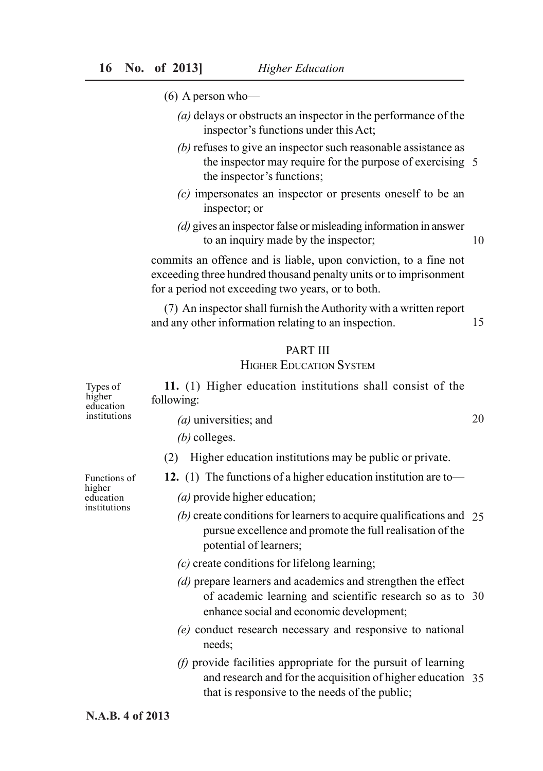(6) A person who—

*(a)* delays or obstructs an inspector in the performance of the inspector's functions under this Act;

*(b)* refuses to give an inspector such reasonable assistance as the inspector may require for the purpose of exercising the inspector's functions;

*(c)* impersonates an inspector or presents oneself to be an inspector; or

*(d)* gives an inspector false or misleading information in answer to an inquiry made by the inspector;

commits an offence and is liable, upon conviction, to a fine not exceeding three hundred thousand penalty units or to imprisonment for a period not exceeding two years, or to both.

(7) An inspector shall furnish the Authority with a written report and any other information relating to an inspection.

## PART III
### HIGHER EDUCATION SYSTEM

*Types of higher education institutions*

**11.** (1) Higher education institutions shall consist of the following:

*(a)* universities; and

*(b)* colleges.

(2) Higher education institutions may be public or private.

*Functions of higher education institutions*

**12.** (1) The functions of a higher education institution are to—

*(a)* provide higher education;

*(b)* create conditions for learners to acquire qualifications and pursue excellence and promote the full realisation of the potential of learners;

*(c)* create conditions for lifelong learning;

*(d)* prepare learners and academics and strengthen the effect of academic learning and scientific research so as to enhance social and economic development;

*(e)* conduct research necessary and responsive to national needs;

*(f)* provide facilities appropriate for the pursuit of learning and research and for the acquisition of higher education that is responsive to the needs of the public;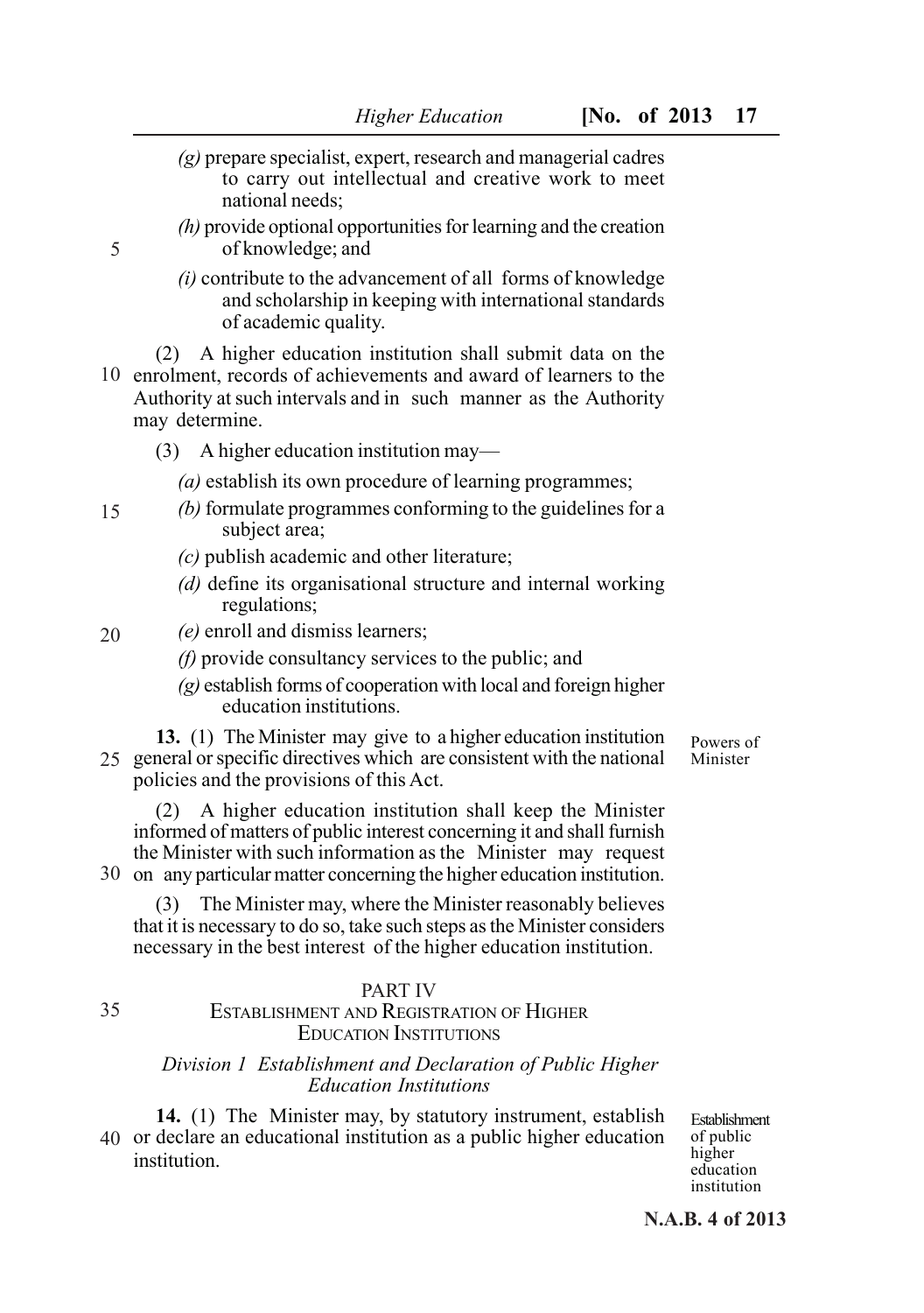*(g)* prepare specialist, expert, research and managerial cadres to carry out intellectual and creative work to meet national needs;

*(h)* provide optional opportunities for learning and the creation of knowledge; and

*(i)* contribute to the advancement of all forms of knowledge and scholarship in keeping with international standards of academic quality.

(2) A higher education institution shall submit data on the enrolment, records of achievements and award of learners to the Authority at such intervals and in such manner as the Authority may determine.

(3) A higher education institution may—

*(a)* establish its own procedure of learning programmes;

*(b)* formulate programmes conforming to the guidelines for a subject area;

*(c)* publish academic and other literature;

*(d)* define its organisational structure and internal working regulations;

*(e)* enroll and dismiss learners;

*(f)* provide consultancy services to the public; and

*(g)* establish forms of cooperation with local and foreign higher education institutions.

Powers of Minister

**13.** (1) The Minister may give to a higher education institution general or specific directives which are consistent with the national policies and the provisions of this Act.

(2) A higher education institution shall keep the Minister informed of matters of public interest concerning it and shall furnish the Minister with such information as the Minister may request on any particular matter concerning the higher education institution.

(3) The Minister may, where the Minister reasonably believes that it is necessary to do so, take such steps as the Minister considers necessary in the best interest of the higher education institution.

## PART IV
## ESTABLISHMENT AND REGISTRATION OF HIGHER EDUCATION INSTITUTIONS

### *Division 1 Establishment and Declaration of Public Higher Education Institutions*

Establishment of public higher education institution

**14.** (1) The Minister may, by statutory instrument, establish or declare an educational institution as a public higher education institution.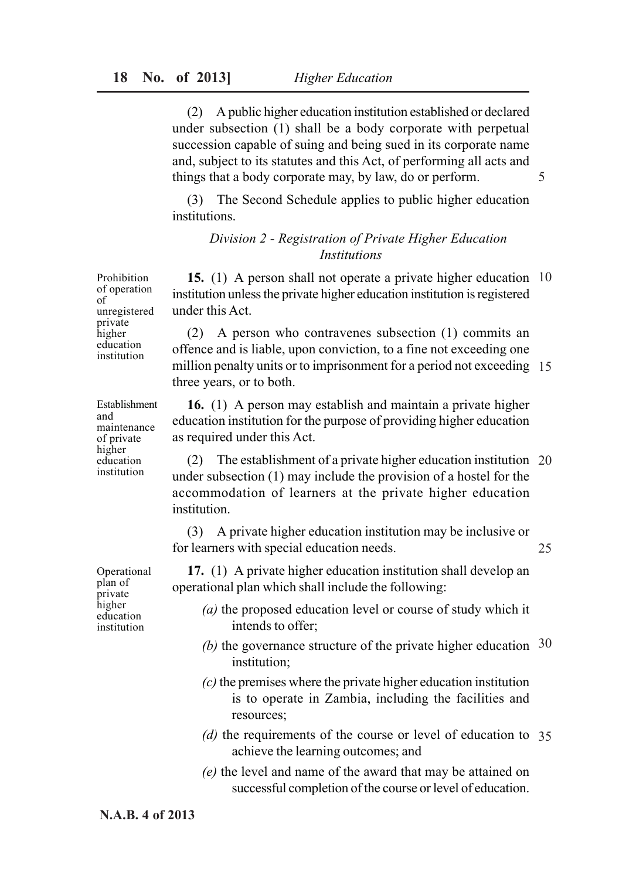(2) A public higher education institution established or declared under subsection (1) shall be a body corporate with perpetual succession capable of suing and being sued in its corporate name and, subject to its statutes and this Act, of performing all acts and things that a body corporate may, by law, do or perform.

(3) The Second Schedule applies to public higher education institutions.

*Division 2 - Registration of Private Higher Education Institutions*

Prohibition of operation of unregistered private higher education institution

**15.** (1) A person shall not operate a private higher education institution unless the private higher education institution is registered under this Act.

(2) A person who contravenes subsection (1) commits an offence and is liable, upon conviction, to a fine not exceeding one million penalty units or to imprisonment for a period not exceeding three years, or to both.

Establishment and maintenance of private higher education institution

**16.** (1) A person may establish and maintain a private higher education institution for the purpose of providing higher education as required under this Act.

(2) The establishment of a private higher education institution under subsection (1) may include the provision of a hostel for the accommodation of learners at the private higher education institution.

(3) A private higher education institution may be inclusive or for learners with special education needs.

Operational plan of private higher education institution

**17.** (1) A private higher education institution shall develop an operational plan which shall include the following:

*(a)* the proposed education level or course of study which it intends to offer;

*(b)* the governance structure of the private higher education institution;

*(c)* the premises where the private higher education institution is to operate in Zambia, including the facilities and resources;

*(d)* the requirements of the course or level of education to achieve the learning outcomes; and

*(e)* the level and name of the award that may be attained on successful completion of the course or level of education.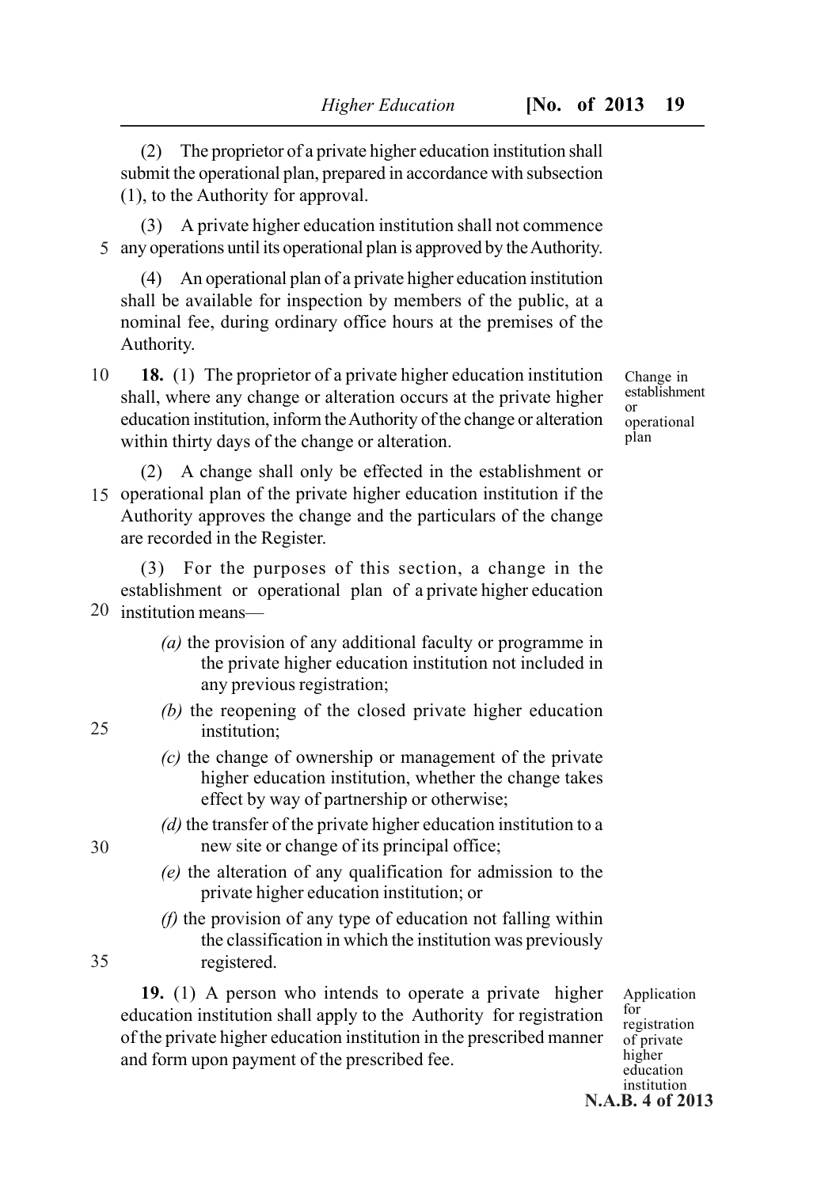(2) The proprietor of a private higher education institution shall submit the operational plan, prepared in accordance with subsection (1), to the Authority for approval.

(3) A private higher education institution shall not commence any operations until its operational plan is approved by the Authority.

(4) An operational plan of a private higher education institution shall be available for inspection by members of the public, at a nominal fee, during ordinary office hours at the premises of the Authority.

*Change in establishment or operational plan*

**18.** (1) The proprietor of a private higher education institution shall, where any change or alteration occurs at the private higher education institution, inform the Authority of the change or alteration within thirty days of the change or alteration.

(2) A change shall only be effected in the establishment or operational plan of the private higher education institution if the Authority approves the change and the particulars of the change are recorded in the Register.

(3) For the purposes of this section, a change in the establishment or operational plan of a private higher education institution means—

*(a)* the provision of any additional faculty or programme in the private higher education institution not included in any previous registration;

*(b)* the reopening of the closed private higher education institution;

*(c)* the change of ownership or management of the private higher education institution, whether the change takes effect by way of partnership or otherwise;

*(d)* the transfer of the private higher education institution to a new site or change of its principal office;

*(e)* the alteration of any qualification for admission to the private higher education institution; or

*(f)* the provision of any type of education not falling within the classification in which the institution was previously registered.

*Application for registration of private higher education institution*

**19.** (1) A person who intends to operate a private higher education institution shall apply to the Authority for registration of the private higher education institution in the prescribed manner and form upon payment of the prescribed fee.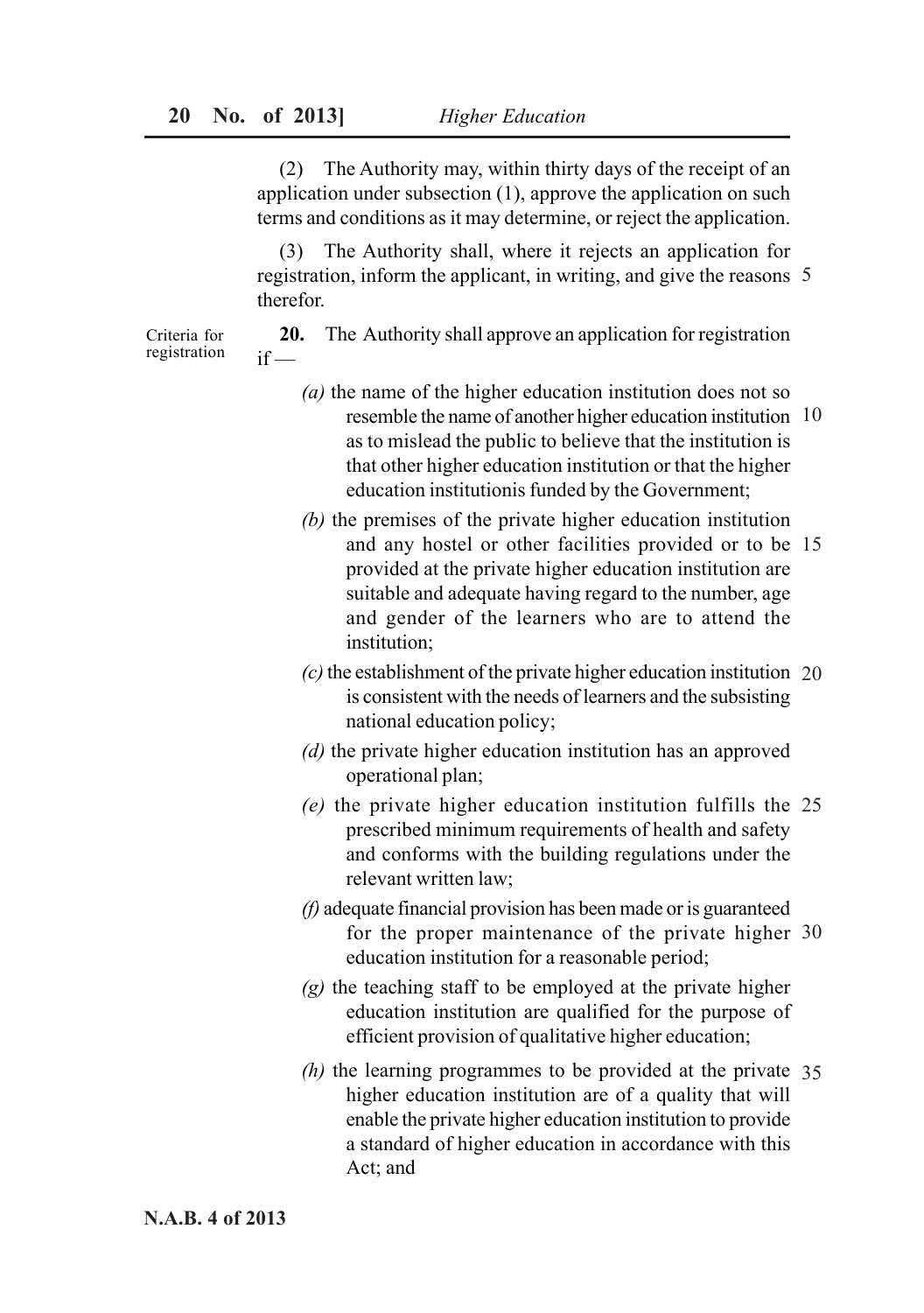(2) The Authority may, within thirty days of the receipt of an application under subsection (1), approve the application on such terms and conditions as it may determine, or reject the application.

(3) The Authority shall, where it rejects an application for registration, inform the applicant, in writing, and give the reasons therefor.

Criteria for registration

**20.** The Authority shall approve an application for registration if —

*(a)* the name of the higher education institution does not so resemble the name of another higher education institution as to mislead the public to believe that the institution is that other higher education institution or that the higher education institutionis funded by the Government;

*(b)* the premises of the private higher education institution and any hostel or other facilities provided or to be provided at the private higher education institution are suitable and adequate having regard to the number, age and gender of the learners who are to attend the institution;

*(c)* the establishment of the private higher education institution is consistent with the needs of learners and the subsisting national education policy;

*(d)* the private higher education institution has an approved operational plan;

*(e)* the private higher education institution fulfills the prescribed minimum requirements of health and safety and conforms with the building regulations under the relevant written law;

*(f)* adequate financial provision has been made or is guaranteed for the proper maintenance of the private higher education institution for a reasonable period;

*(g)* the teaching staff to be employed at the private higher education institution are qualified for the purpose of efficient provision of qualitative higher education;

*(h)* the learning programmes to be provided at the private higher education institution are of a quality that will enable the private higher education institution to provide a standard of higher education in accordance with this Act; and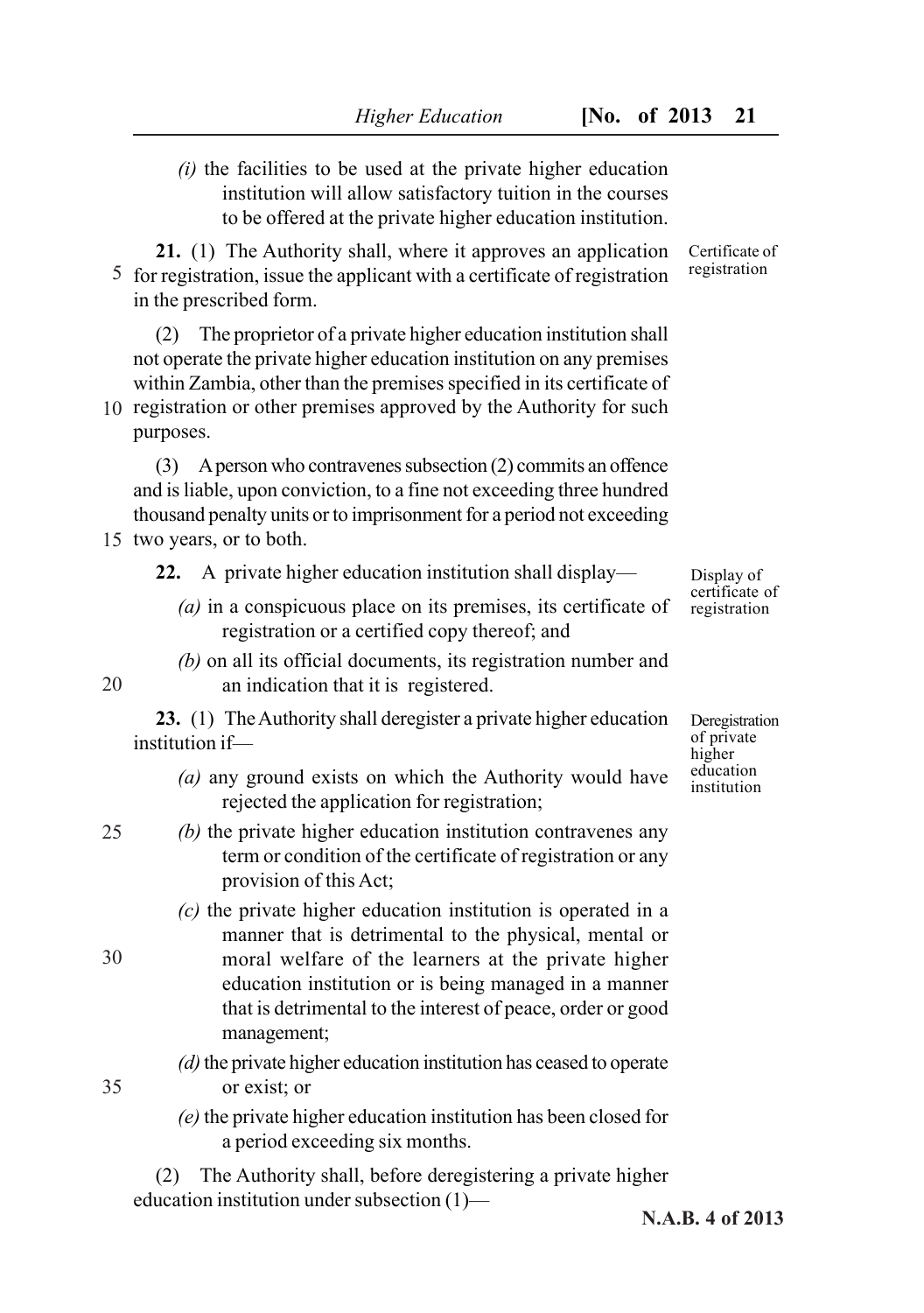*(i)* the facilities to be used at the private higher education institution will allow satisfactory tuition in the courses to be offered at the private higher education institution.

Certificate of registration

**21.** (1) The Authority shall, where it approves an application for registration, issue the applicant with a certificate of registration in the prescribed form.

(2) The proprietor of a private higher education institution shall not operate the private higher education institution on any premises within Zambia, other than the premises specified in its certificate of registration or other premises approved by the Authority for such purposes.

(3) A person who contravenes subsection (2) commits an offence and is liable, upon conviction, to a fine not exceeding three hundred thousand penalty units or to imprisonment for a period not exceeding two years, or to both.

Display of certificate of registration

**22.** A private higher education institution shall display—

*(a)* in a conspicuous place on its premises, its certificate of registration or a certified copy thereof; and

*(b)* on all its official documents, its registration number and an indication that it is registered.

Deregistration of private higher education institution

**23.** (1) The Authority shall deregister a private higher education institution if—

*(a)* any ground exists on which the Authority would have rejected the application for registration;

*(b)* the private higher education institution contravenes any term or condition of the certificate of registration or any provision of this Act;

*(c)* the private higher education institution is operated in a manner that is detrimental to the physical, mental or moral welfare of the learners at the private higher education institution or is being managed in a manner that is detrimental to the interest of peace, order or good management;

*(d)* the private higher education institution has ceased to operate or exist; or

*(e)* the private higher education institution has been closed for a period exceeding six months.

(2) The Authority shall, before deregistering a private higher education institution under subsection (1)—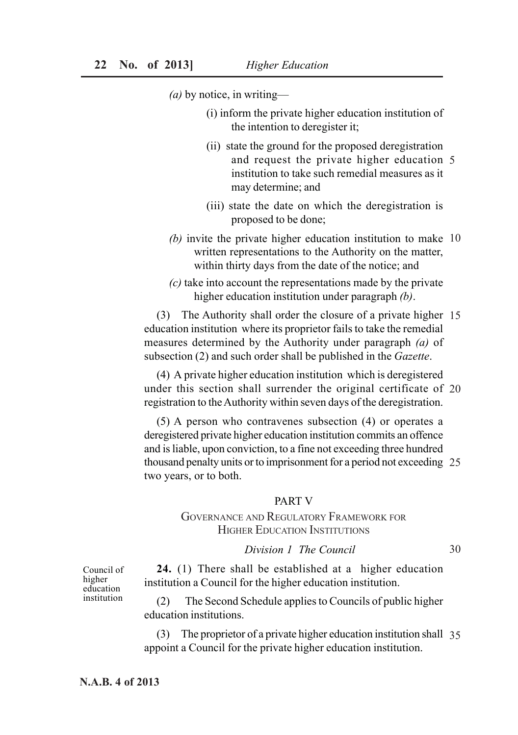*(a)* by notice, in writing—

(i) inform the private higher education institution of the intention to deregister it;

(ii) state the ground for the proposed deregistration and request the private higher education institution to take such remedial measures as it may determine; and

(iii) state the date on which the deregistration is proposed to be done;

*(b)* invite the private higher education institution to make written representations to the Authority on the matter, within thirty days from the date of the notice; and

*(c)* take into account the representations made by the private higher education institution under paragraph *(b)*.

(3) The Authority shall order the closure of a private higher education institution where its proprietor fails to take the remedial measures determined by the Authority under paragraph *(a)* of subsection (2) and such order shall be published in the *Gazette*.

(4) A private higher education institution which is deregistered under this section shall surrender the original certificate of registration to the Authority within seven days of the deregistration.

(5) A person who contravenes subsection (4) or operates a deregistered private higher education institution commits an offence and is liable, upon conviction, to a fine not exceeding three hundred thousand penalty units or to imprisonment for a period not exceeding two years, or to both.

## PART V

## GOVERNANCE AND REGULATORY FRAMEWORK FOR HIGHER EDUCATION INSTITUTIONS

### *Division 1 The Council*

Council of higher education institution

**24.** (1) There shall be established at a higher education institution a Council for the higher education institution.

(2) The Second Schedule applies to Councils of public higher education institutions.

(3) The proprietor of a private higher education institution shall appoint a Council for the private higher education institution.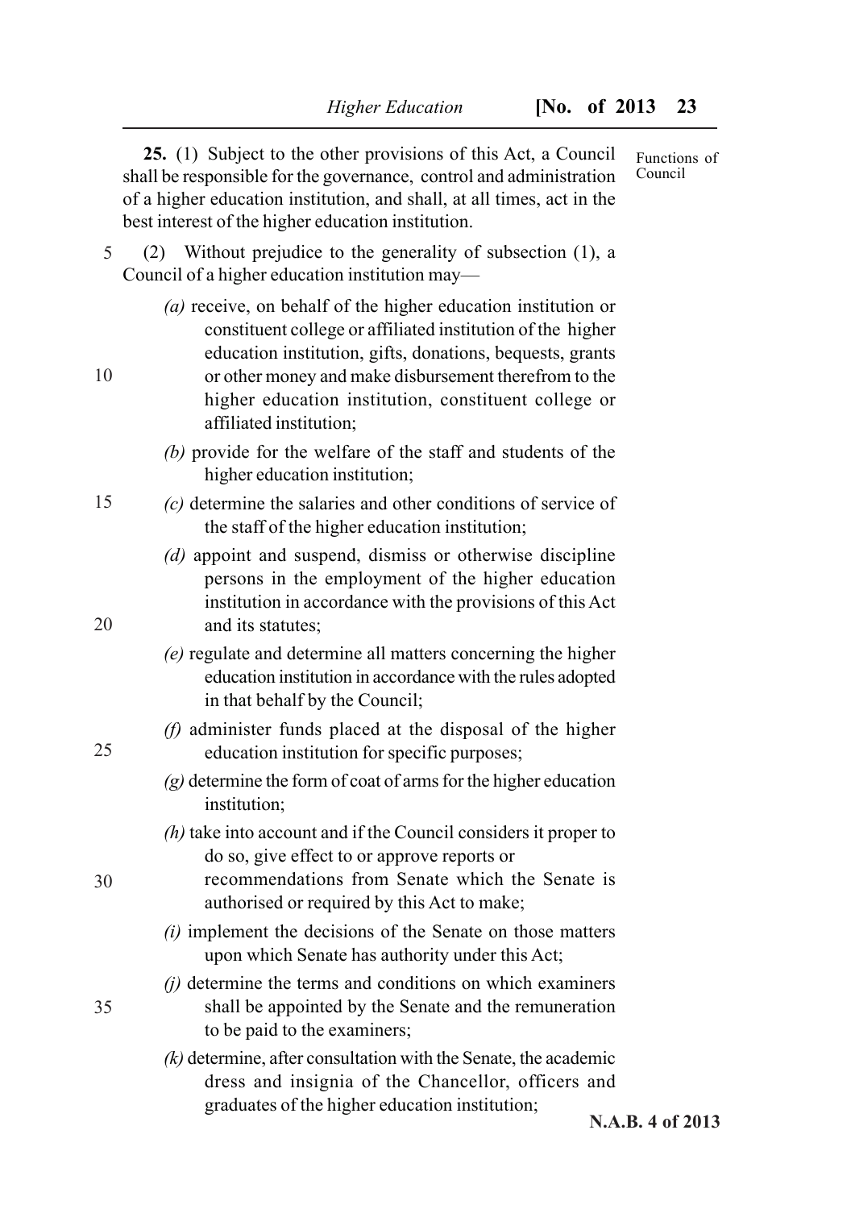**25.** (1) Subject to the other provisions of this Act, a Council shall be responsible for the governance, control and administration of a higher education institution, and shall, at all times, act in the best interest of the higher education institution.

Functions of Council

(2) Without prejudice to the generality of subsection (1), a Council of a higher education institution may—

*(a)* receive, on behalf of the higher education institution or constituent college or affiliated institution of the higher education institution, gifts, donations, bequests, grants or other money and make disbursement therefrom to the higher education institution, constituent college or affiliated institution;

*(b)* provide for the welfare of the staff and students of the higher education institution;

*(c)* determine the salaries and other conditions of service of the staff of the higher education institution;

*(d)* appoint and suspend, dismiss or otherwise discipline persons in the employment of the higher education institution in accordance with the provisions of this Act and its statutes;

*(e)* regulate and determine all matters concerning the higher education institution in accordance with the rules adopted in that behalf by the Council;

*(f)* administer funds placed at the disposal of the higher education institution for specific purposes;

*(g)* determine the form of coat of arms for the higher education institution;

*(h)* take into account and if the Council considers it proper to do so, give effect to or approve reports or recommendations from Senate which the Senate is authorised or required by this Act to make;

*(i)* implement the decisions of the Senate on those matters upon which Senate has authority under this Act;

*(j)* determine the terms and conditions on which examiners shall be appointed by the Senate and the remuneration to be paid to the examiners;

*(k)* determine, after consultation with the Senate, the academic dress and insignia of the Chancellor, officers and graduates of the higher education institution;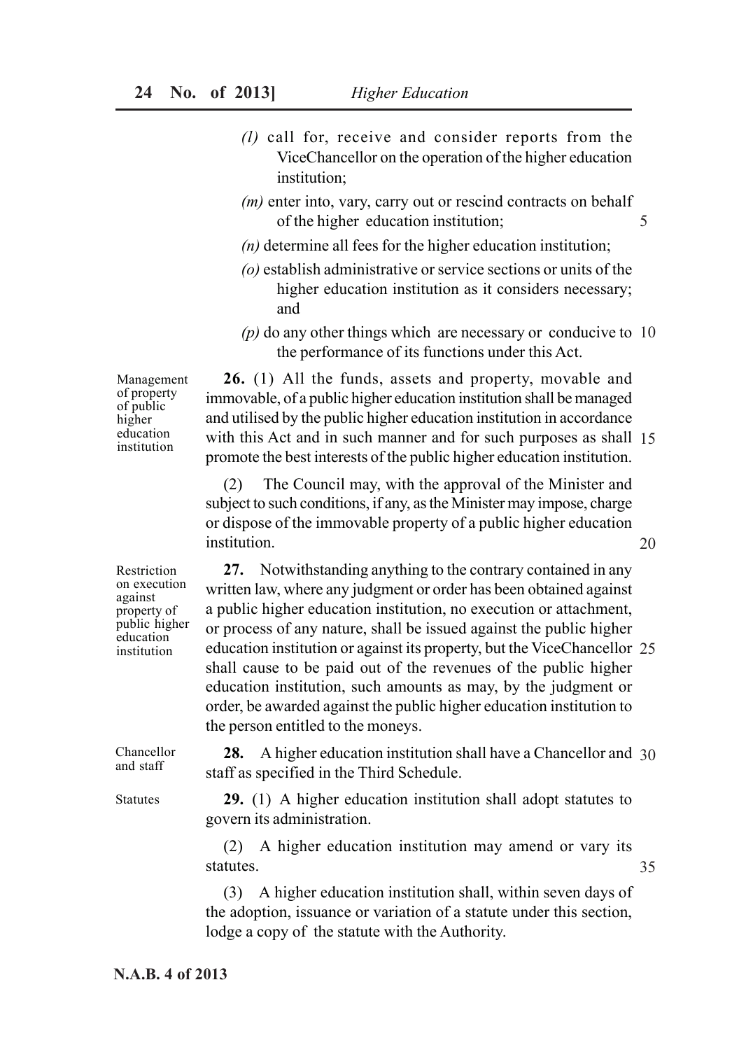*(l)* call for, receive and consider reports from the ViceChancellor on the operation of the higher education institution;

*(m)* enter into, vary, carry out or rescind contracts on behalf of the higher education institution;

*(n)* determine all fees for the higher education institution;

*(o)* establish administrative or service sections or units of the higher education institution as it considers necessary; and

*(p)* do any other things which are necessary or conducive to the performance of its functions under this Act.

Management of property of public higher education institution

**26.** (1) All the funds, assets and property, movable and immovable, of a public higher education institution shall be managed and utilised by the public higher education institution in accordance with this Act and in such manner and for such purposes as shall promote the best interests of the public higher education institution.

(2) The Council may, with the approval of the Minister and subject to such conditions, if any, as the Minister may impose, charge or dispose of the immovable property of a public higher education institution.

Restriction on execution against property of public higher education institution

**27.** Notwithstanding anything to the contrary contained in any written law, where any judgment or order has been obtained against a public higher education institution, no execution or attachment, or process of any nature, shall be issued against the public higher education institution or against its property, but the ViceChancellor shall cause to be paid out of the revenues of the public higher education institution, such amounts as may, by the judgment or order, be awarded against the public higher education institution to the person entitled to the moneys.

Chancellor and staff

**28.** A higher education institution shall have a Chancellor and staff as specified in the Third Schedule.

Statutes

**29.** (1) A higher education institution shall adopt statutes to govern its administration.

(2) A higher education institution may amend or vary its statutes.

(3) A higher education institution shall, within seven days of the adoption, issuance or variation of a statute under this section, lodge a copy of the statute with the Authority.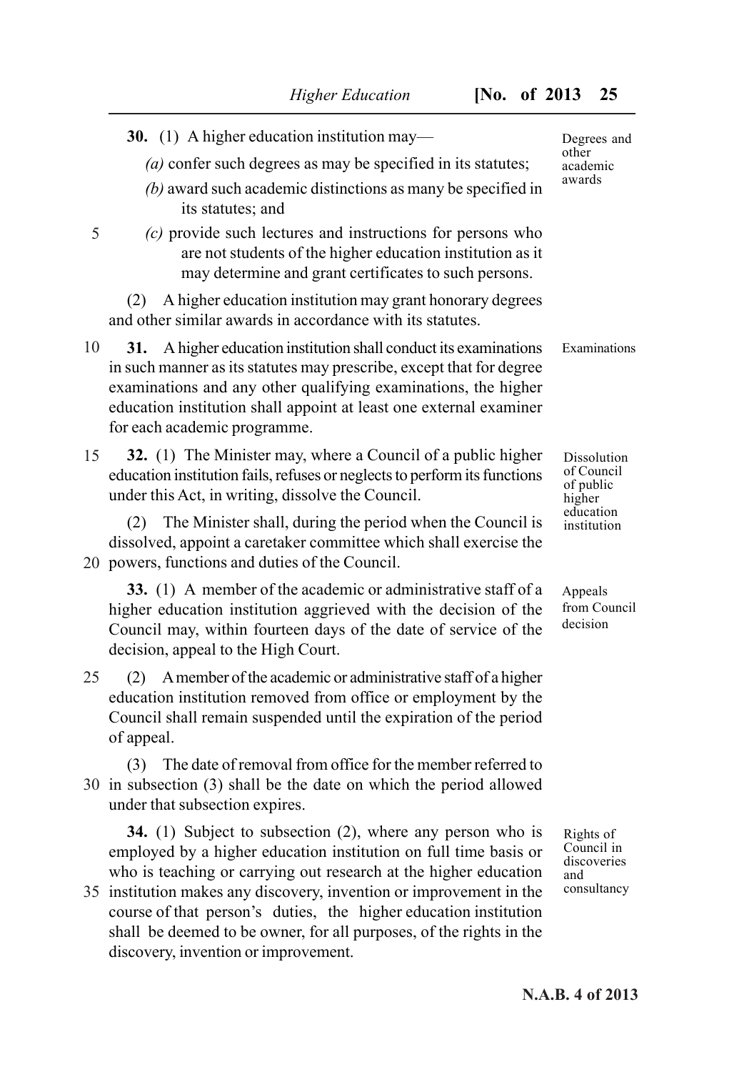**30.** (1) A higher education institution may—

*(a)* confer such degrees as may be specified in its statutes;

*(b)* award such academic distinctions as many be specified in its statutes; and

*(c)* provide such lectures and instructions for persons who are not students of the higher education institution as it may determine and grant certificates to such persons.

(2) A higher education institution may grant honorary degrees and other similar awards in accordance with its statutes.

Degrees and other academic awards

**31.** A higher education institution shall conduct its examinations in such manner as its statutes may prescribe, except that for degree examinations and any other qualifying examinations, the higher education institution shall appoint at least one external examiner for each academic programme.

Examinations

**32.** (1) The Minister may, where a Council of a public higher education institution fails, refuses or neglects to perform its functions under this Act, in writing, dissolve the Council.

(2) The Minister shall, during the period when the Council is dissolved, appoint a caretaker committee which shall exercise the powers, functions and duties of the Council.

Dissolution of Council of public higher education institution

**33.** (1) A member of the academic or administrative staff of a higher education institution aggrieved with the decision of the Council may, within fourteen days of the date of service of the decision, appeal to the High Court.

(2) A member of the academic or administrative staff of a higher education institution removed from office or employment by the Council shall remain suspended until the expiration of the period of appeal.

(3) The date of removal from office for the member referred to in subsection (3) shall be the date on which the period allowed under that subsection expires.

Appeals from Council decision

**34.** (1) Subject to subsection (2), where any person who is employed by a higher education institution on full time basis or who is teaching or carrying out research at the higher education institution makes any discovery, invention or improvement in the course of that person's duties, the higher education institution shall be deemed to be owner, for all purposes, of the rights in the discovery, invention or improvement.

Rights of Council in discoveries and consultancy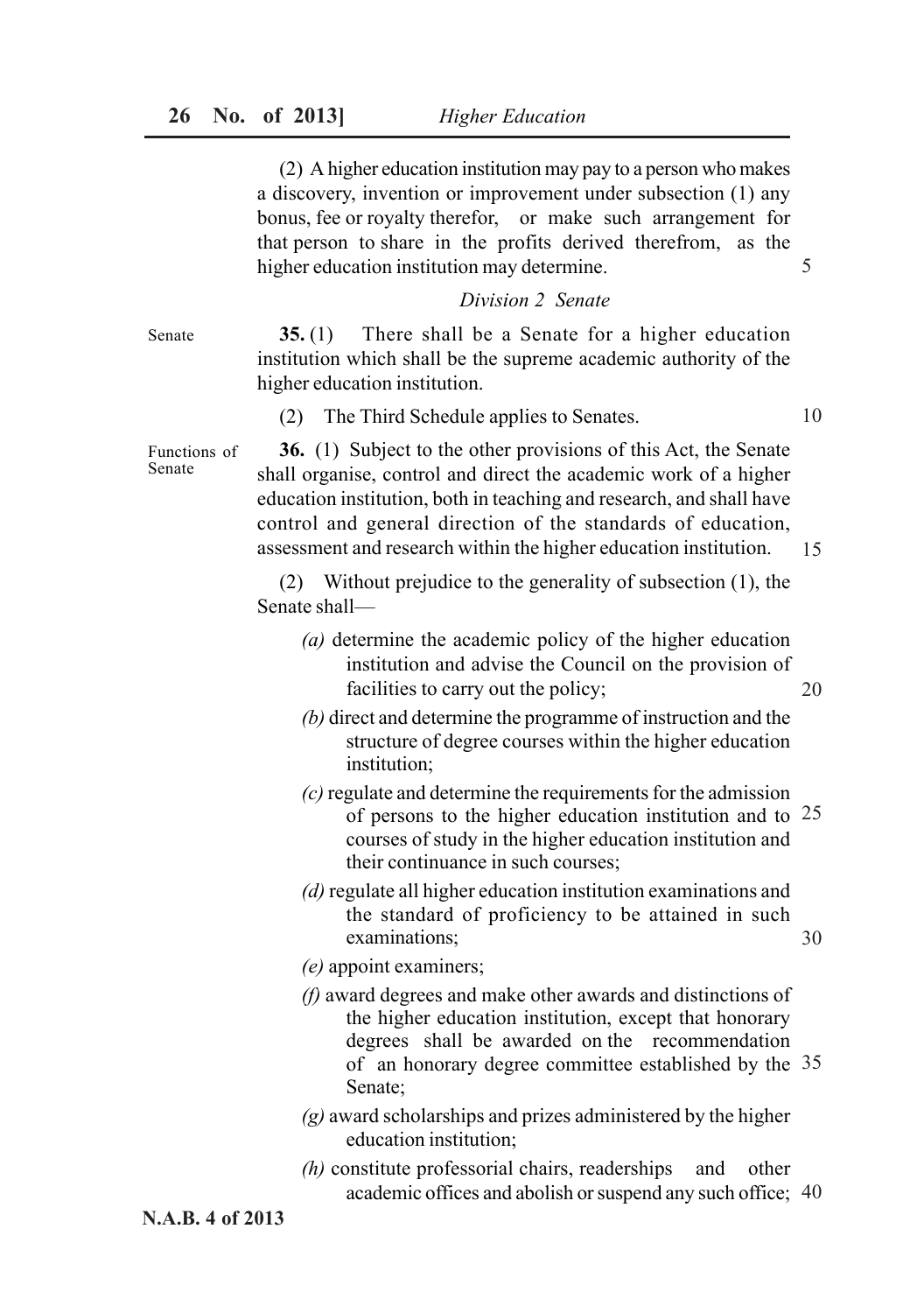(2) A higher education institution may pay to a person who makes a discovery, invention or improvement under subsection (1) any bonus, fee or royalty therefor, or make such arrangement for that person to share in the profits derived therefrom, as the higher education institution may determine.

### *Division 2 Senate*

Senate

**35.** (1) There shall be a Senate for a higher education institution which shall be the supreme academic authority of the higher education institution.

(2) The Third Schedule applies to Senates.

Functions of Senate

**36.** (1) Subject to the other provisions of this Act, the Senate shall organise, control and direct the academic work of a higher education institution, both in teaching and research, and shall have control and general direction of the standards of education, assessment and research within the higher education institution.

(2) Without prejudice to the generality of subsection (1), the Senate shall—

*(a)* determine the academic policy of the higher education institution and advise the Council on the provision of facilities to carry out the policy;

*(b)* direct and determine the programme of instruction and the structure of degree courses within the higher education institution;

*(c)* regulate and determine the requirements for the admission of persons to the higher education institution and to courses of study in the higher education institution and their continuance in such courses;

*(d)* regulate all higher education institution examinations and the standard of proficiency to be attained in such examinations;

*(e)* appoint examiners;

*(f)* award degrees and make other awards and distinctions of the higher education institution, except that honorary degrees shall be awarded on the recommendation of an honorary degree committee established by the Senate;

*(g)* award scholarships and prizes administered by the higher education institution;

*(h)* constitute professorial chairs, readerships and other academic offices and abolish or suspend any such office;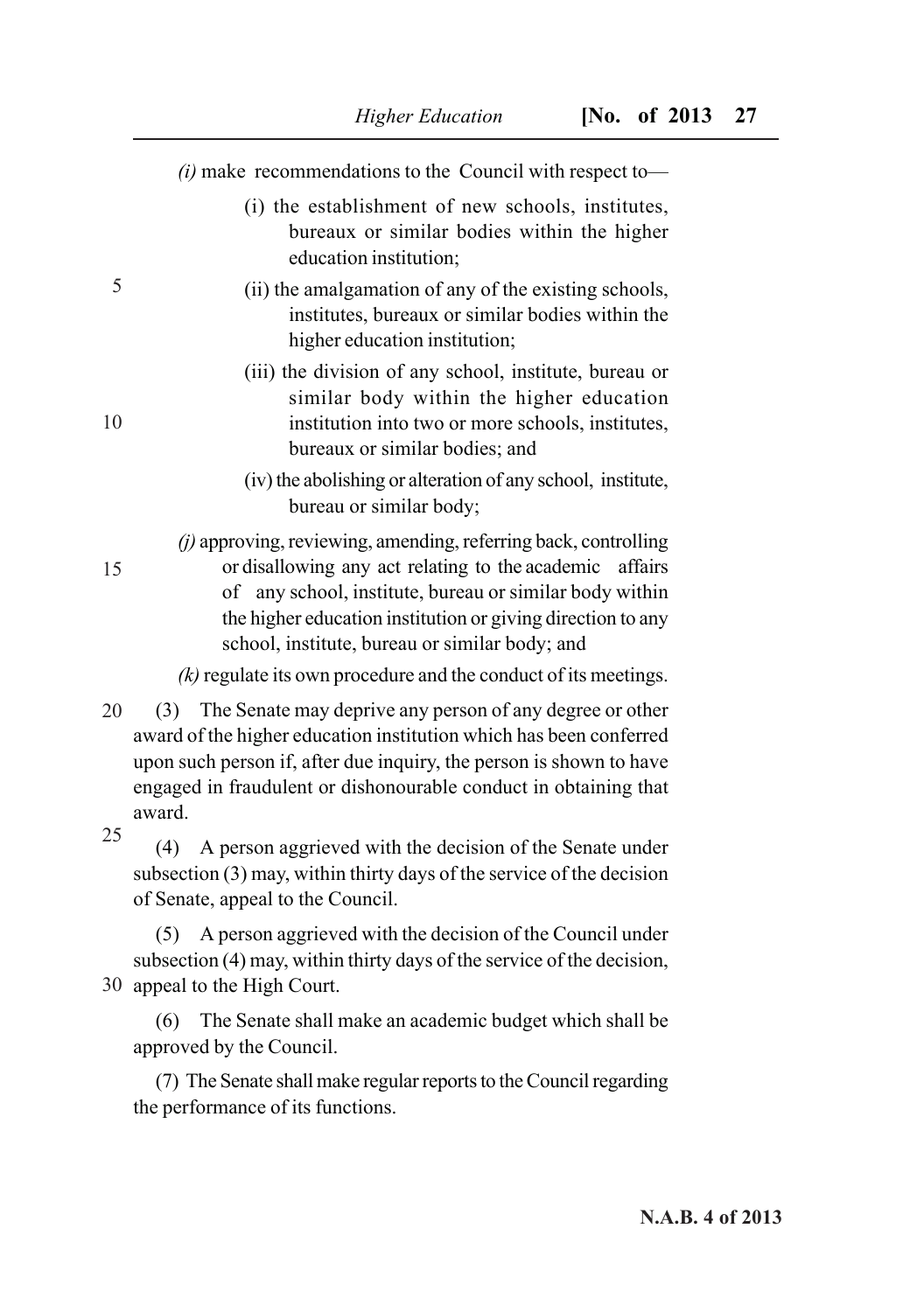*(i)* make recommendations to the Council with respect to—

(i) the establishment of new schools, institutes, bureaux or similar bodies within the higher education institution;

(ii) the amalgamation of any of the existing schools, institutes, bureaux or similar bodies within the higher education institution;

(iii) the division of any school, institute, bureau or similar body within the higher education institution into two or more schools, institutes, bureaux or similar bodies; and

(iv) the abolishing or alteration of any school, institute, bureau or similar body;

*(j)* approving, reviewing, amending, referring back, controlling or disallowing any act relating to the academic affairs of any school, institute, bureau or similar body within the higher education institution or giving direction to any school, institute, bureau or similar body; and

*(k)* regulate its own procedure and the conduct of its meetings.

(3) The Senate may deprive any person of any degree or other award of the higher education institution which has been conferred upon such person if, after due inquiry, the person is shown to have engaged in fraudulent or dishonourable conduct in obtaining that award.

(4) A person aggrieved with the decision of the Senate under subsection (3) may, within thirty days of the service of the decision of Senate, appeal to the Council.

(5) A person aggrieved with the decision of the Council under subsection (4) may, within thirty days of the service of the decision, appeal to the High Court.

(6) The Senate shall make an academic budget which shall be approved by the Council.

(7) The Senate shall make regular reports to the Council regarding the performance of its functions.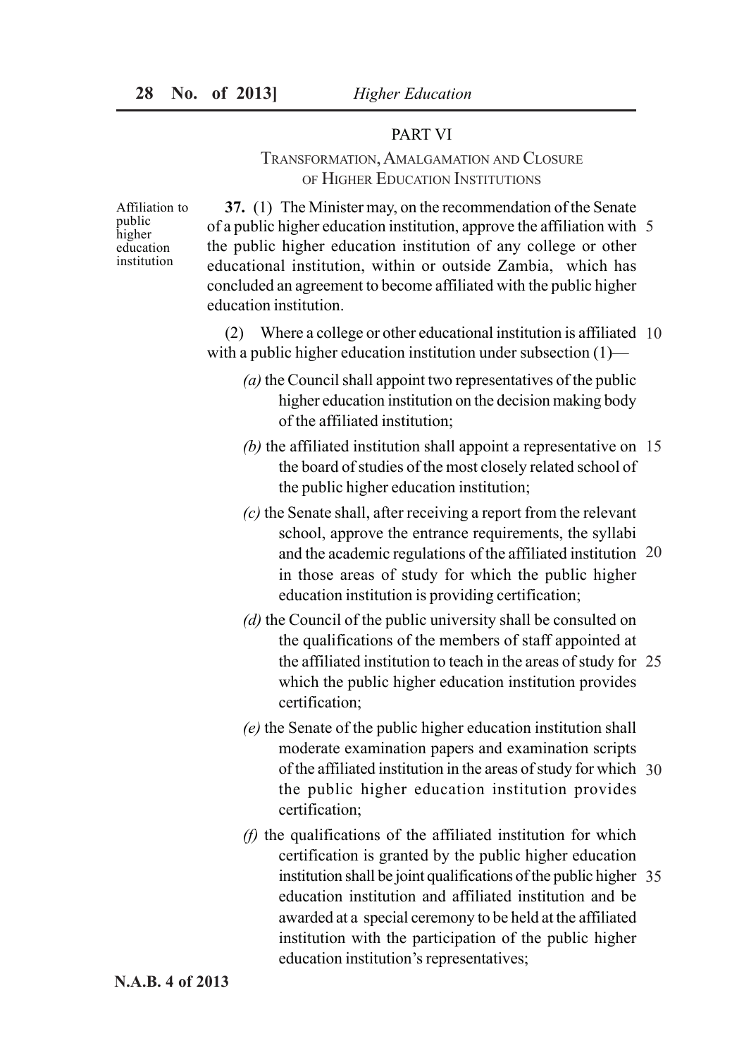## PART VI

### TRANSFORMATION, AMALGAMATION AND CLOSURE OF HIGHER EDUCATION INSTITUTIONS

Affiliation to public higher education institution

**37.** (1) The Minister may, on the recommendation of the Senate of a public higher education institution, approve the affiliation with the public higher education institution of any college or other educational institution, within or outside Zambia, which has concluded an agreement to become affiliated with the public higher education institution.

(2) Where a college or other educational institution is affiliated with a public higher education institution under subsection (1)—

*(a)* the Council shall appoint two representatives of the public higher education institution on the decision making body of the affiliated institution;

*(b)* the affiliated institution shall appoint a representative on the board of studies of the most closely related school of the public higher education institution;

*(c)* the Senate shall, after receiving a report from the relevant school, approve the entrance requirements, the syllabi and the academic regulations of the affiliated institution in those areas of study for which the public higher education institution is providing certification;

*(d)* the Council of the public university shall be consulted on the qualifications of the members of staff appointed at the affiliated institution to teach in the areas of study for which the public higher education institution provides certification;

*(e)* the Senate of the public higher education institution shall moderate examination papers and examination scripts of the affiliated institution in the areas of study for which the public higher education institution provides certification;

*(f)* the qualifications of the affiliated institution for which certification is granted by the public higher education institution shall be joint qualifications of the public higher education institution and affiliated institution and be awarded at a special ceremony to be held at the affiliated institution with the participation of the public higher education institution's representatives;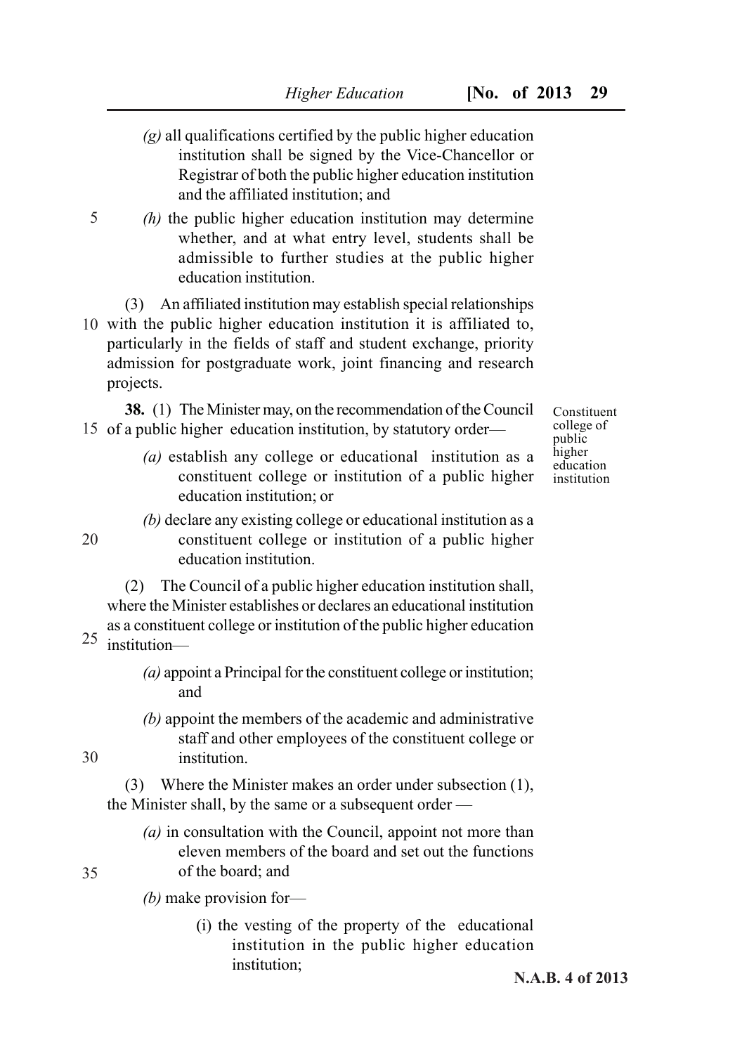*(g)* all qualifications certified by the public higher education institution shall be signed by the Vice-Chancellor or Registrar of both the public higher education institution and the affiliated institution; and

*(h)* the public higher education institution may determine whether, and at what entry level, students shall be admissible to further studies at the public higher education institution.

(3) An affiliated institution may establish special relationships with the public higher education institution it is affiliated to, particularly in the fields of staff and student exchange, priority admission for postgraduate work, joint financing and research projects.

Constituent college of public higher education institution

**38.** (1) The Minister may, on the recommendation of the Council of a public higher education institution, by statutory order—

*(a)* establish any college or educational institution as a constituent college or institution of a public higher education institution; or

*(b)* declare any existing college or educational institution as a constituent college or institution of a public higher education institution.

(2) The Council of a public higher education institution shall, where the Minister establishes or declares an educational institution as a constituent college or institution of the public higher education institution—

*(a)* appoint a Principal for the constituent college or institution; and

*(b)* appoint the members of the academic and administrative staff and other employees of the constituent college or institution.

(3) Where the Minister makes an order under subsection (1), the Minister shall, by the same or a subsequent order —

*(a)* in consultation with the Council, appoint not more than eleven members of the board and set out the functions of the board; and

*(b)* make provision for—

(i) the vesting of the property of the educational institution in the public higher education institution;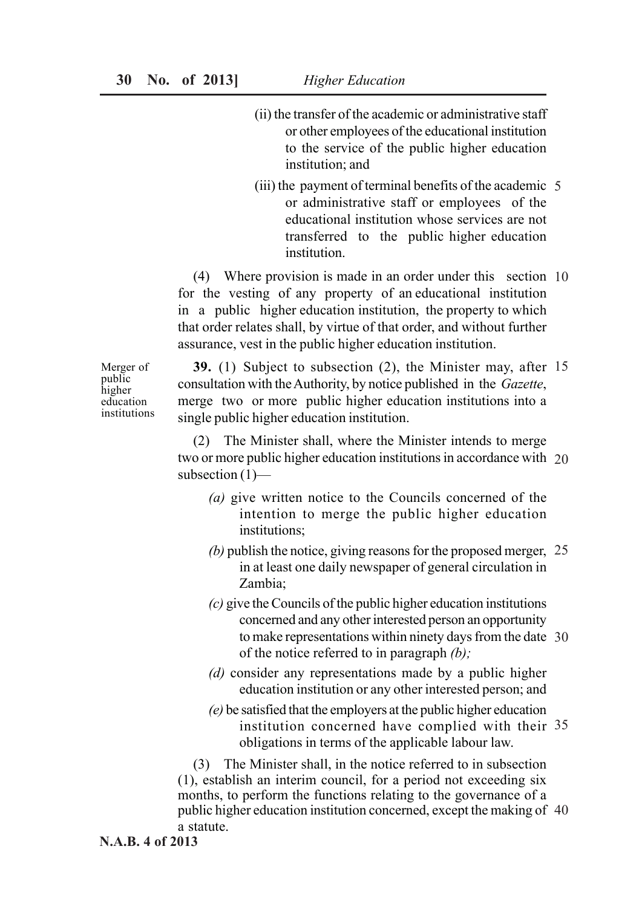(ii) the transfer of the academic or administrative staff or other employees of the educational institution to the service of the public higher education institution; and

(iii) the payment of terminal benefits of the academic or administrative staff or employees of the educational institution whose services are not transferred to the public higher education institution.

(4) Where provision is made in an order under this section for the vesting of any property of an educational institution in a public higher education institution, the property to which that order relates shall, by virtue of that order, and without further assurance, vest in the public higher education institution.

**Merger of public higher education institutions**

**39.** (1) Subject to subsection (2), the Minister may, after consultation with the Authority, by notice published in the *Gazette*, merge two or more public higher education institutions into a single public higher education institution.

(2) The Minister shall, where the Minister intends to merge two or more public higher education institutions in accordance with subsection (1)—

*(a)* give written notice to the Councils concerned of the intention to merge the public higher education institutions;

*(b)* publish the notice, giving reasons for the proposed merger, in at least one daily newspaper of general circulation in Zambia;

*(c)* give the Councils of the public higher education institutions concerned and any other interested person an opportunity to make representations within ninety days from the date of the notice referred to in paragraph *(b);*

*(d)* consider any representations made by a public higher education institution or any other interested person; and

*(e)* be satisfied that the employers at the public higher education institution concerned have complied with their obligations in terms of the applicable labour law.

(3) The Minister shall, in the notice referred to in subsection (1), establish an interim council, for a period not exceeding six months, to perform the functions relating to the governance of a public higher education institution concerned, except the making of a statute.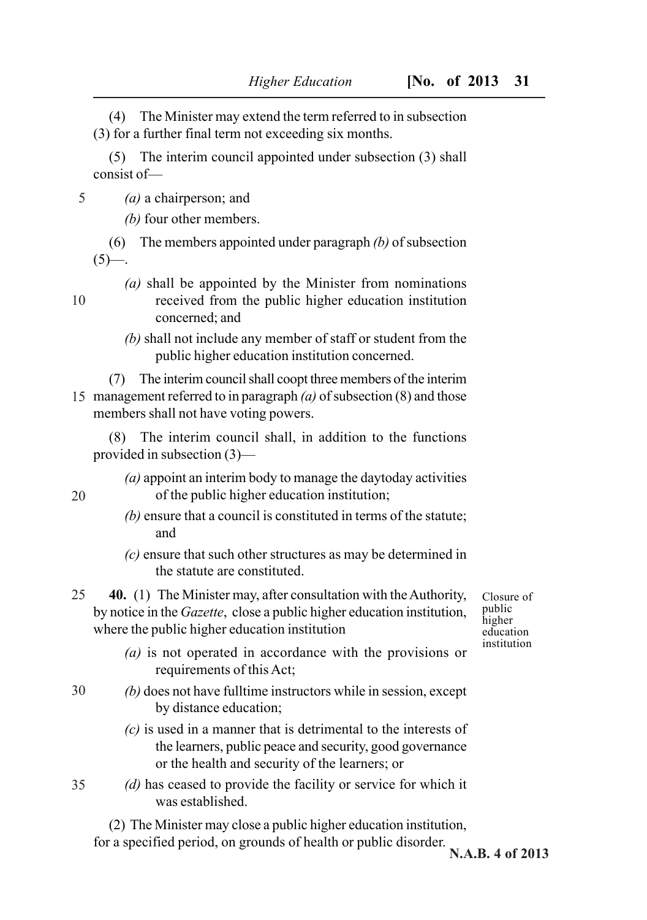(4) The Minister may extend the term referred to in subsection (3) for a further final term not exceeding six months.

(5) The interim council appointed under subsection (3) shall consist of—

*(a)* a chairperson; and

*(b)* four other members.

(6) The members appointed under paragraph *(b)* of subsection (5)—.

*(a)* shall be appointed by the Minister from nominations received from the public higher education institution concerned; and

*(b)* shall not include any member of staff or student from the public higher education institution concerned.

(7) The interim council shall coopt three members of the interim management referred to in paragraph *(a)* of subsection (8) and those members shall not have voting powers.

(8) The interim council shall, in addition to the functions provided in subsection (3)—

*(a)* appoint an interim body to manage the daytoday activities of the public higher education institution;

*(b)* ensure that a council is constituted in terms of the statute; and

*(c)* ensure that such other structures as may be determined in the statute are constituted.

Closure of public higher education institution

**40.** (1) The Minister may, after consultation with the Authority, by notice in the *Gazette*, close a public higher education institution, where the public higher education institution

*(a)* is not operated in accordance with the provisions or requirements of this Act;

*(b)* does not have fulltime instructors while in session, except by distance education;

*(c)* is used in a manner that is detrimental to the interests of the learners, public peace and security, good governance or the health and security of the learners; or

*(d)* has ceased to provide the facility or service for which it was established.

(2) The Minister may close a public higher education institution, for a specified period, on grounds of health or public disorder.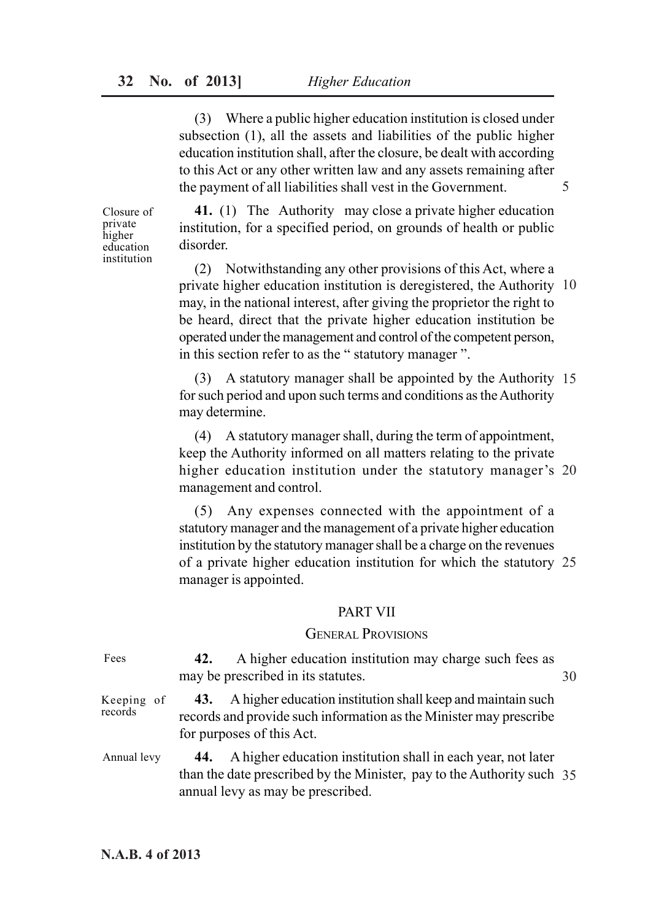(3) Where a public higher education institution is closed under subsection (1), all the assets and liabilities of the public higher education institution shall, after the closure, be dealt with according to this Act or any other written law and any assets remaining after the payment of all liabilities shall vest in the Government.

Closure of private higher education institution

**41.** (1) The Authority may close a private higher education institution, for a specified period, on grounds of health or public disorder.

(2) Notwithstanding any other provisions of this Act, where a private higher education institution is deregistered, the Authority may, in the national interest, after giving the proprietor the right to be heard, direct that the private higher education institution be operated under the management and control of the competent person, in this section refer to as the " statutory manager ".

(3) A statutory manager shall be appointed by the Authority for such period and upon such terms and conditions as the Authority may determine.

(4) A statutory manager shall, during the term of appointment, keep the Authority informed on all matters relating to the private higher education institution under the statutory manager's management and control.

(5) Any expenses connected with the appointment of a statutory manager and the management of a private higher education institution by the statutory manager shall be a charge on the revenues of a private higher education institution for which the statutory manager is appointed.

## PART VII

### GENERAL PROVISIONS

Fees

**42.** A higher education institution may charge such fees as may be prescribed in its statutes.

Keeping of records

**43.** A higher education institution shall keep and maintain such records and provide such information as the Minister may prescribe for purposes of this Act.

Annual levy

**44.** A higher education institution shall in each year, not later than the date prescribed by the Minister, pay to the Authority such annual levy as may be prescribed.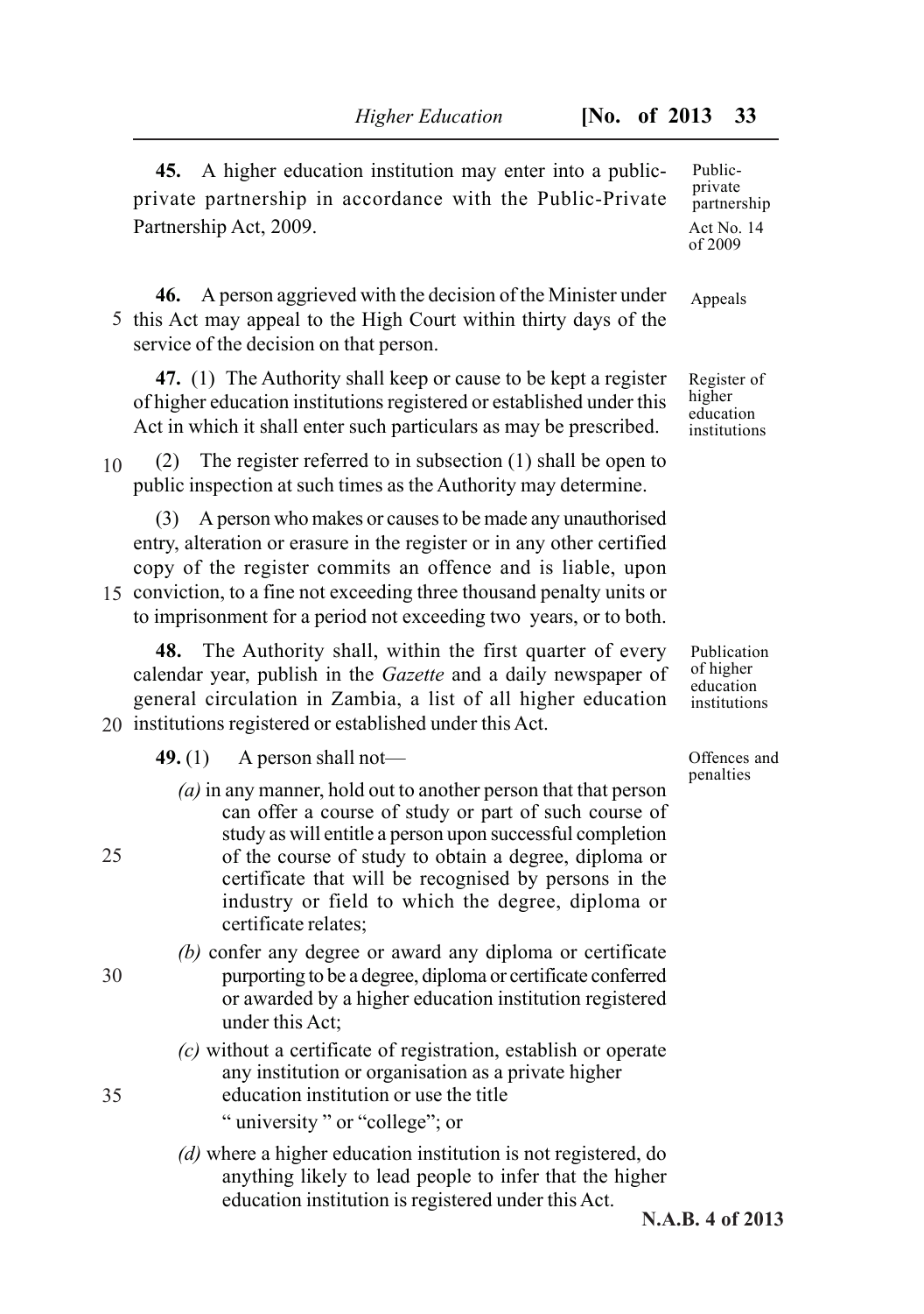**45.** A higher education institution may enter into a public-private partnership in accordance with the Public-Private Partnership Act, 2009.

*Public-private partnership*
*Act No. 14 of 2009*

**46.** A person aggrieved with the decision of the Minister under this Act may appeal to the High Court within thirty days of the service of the decision on that person.

*Appeals*

**47.** (1) The Authority shall keep or cause to be kept a register of higher education institutions registered or established under this Act in which it shall enter such particulars as may be prescribed.

*Register of higher education institutions*

(2) The register referred to in subsection (1) shall be open to public inspection at such times as the Authority may determine.

(3) A person who makes or causes to be made any unauthorised entry, alteration or erasure in the register or in any other certified copy of the register commits an offence and is liable, upon conviction, to a fine not exceeding three thousand penalty units or to imprisonment for a period not exceeding two years, or to both.

**48.** The Authority shall, within the first quarter of every calendar year, publish in the *Gazette* and a daily newspaper of general circulation in Zambia, a list of all higher education institutions registered or established under this Act.

*Publication of higher education institutions*

**49.** (1) A person shall not—

*Offences and penalties*

*(a)* in any manner, hold out to another person that that person can offer a course of study or part of such course of study as will entitle a person upon successful completion of the course of study to obtain a degree, diploma or certificate that will be recognised by persons in the industry or field to which the degree, diploma or certificate relates;

*(b)* confer any degree or award any diploma or certificate purporting to be a degree, diploma or certificate conferred or awarded by a higher education institution registered under this Act;

*(c)* without a certificate of registration, establish or operate any institution or organisation as a private higher education institution or use the title " university " or "college"; or

*(d)* where a higher education institution is not registered, do anything likely to lead people to infer that the higher education institution is registered under this Act.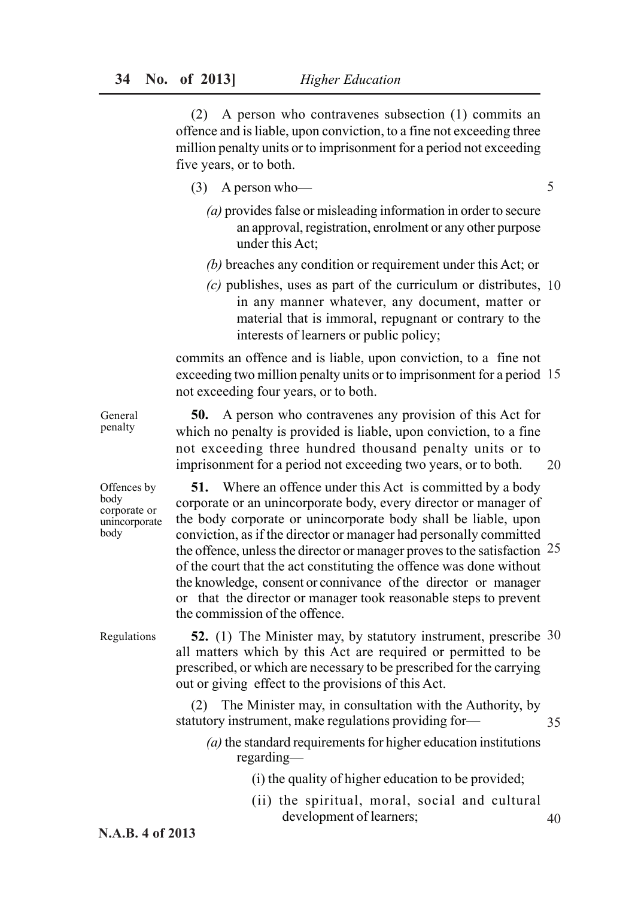(2) A person who contravenes subsection (1) commits an offence and is liable, upon conviction, to a fine not exceeding three million penalty units or to imprisonment for a period not exceeding five years, or to both.

(3) A person who—

*(a)* provides false or misleading information in order to secure an approval, registration, enrolment or any other purpose under this Act;

*(b)* breaches any condition or requirement under this Act; or

*(c)* publishes, uses as part of the curriculum or distributes, in any manner whatever, any document, matter or material that is immoral, repugnant or contrary to the interests of learners or public policy;

commits an offence and is liable, upon conviction, to a fine not exceeding two million penalty units or to imprisonment for a period not exceeding four years, or to both.

General penalty

**50.** A person who contravenes any provision of this Act for which no penalty is provided is liable, upon conviction, to a fine not exceeding three hundred thousand penalty units or to imprisonment for a period not exceeding two years, or to both.

Offences by body corporate or unincorporate body

**51.** Where an offence under this Act is committed by a body corporate or an unincorporate body, every director or manager of the body corporate or unincorporate body shall be liable, upon conviction, as if the director or manager had personally committed the offence, unless the director or manager proves to the satisfaction of the court that the act constituting the offence was done without the knowledge, consent or connivance of the director or manager or that the director or manager took reasonable steps to prevent the commission of the offence.

Regulations

**52.** (1) The Minister may, by statutory instrument, prescribe all matters which by this Act are required or permitted to be prescribed, or which are necessary to be prescribed for the carrying out or giving effect to the provisions of this Act.

(2) The Minister may, in consultation with the Authority, by statutory instrument, make regulations providing for—

*(a)* the standard requirements for higher education institutions regarding—

(i) the quality of higher education to be provided;

(ii) the spiritual, moral, social and cultural development of learners;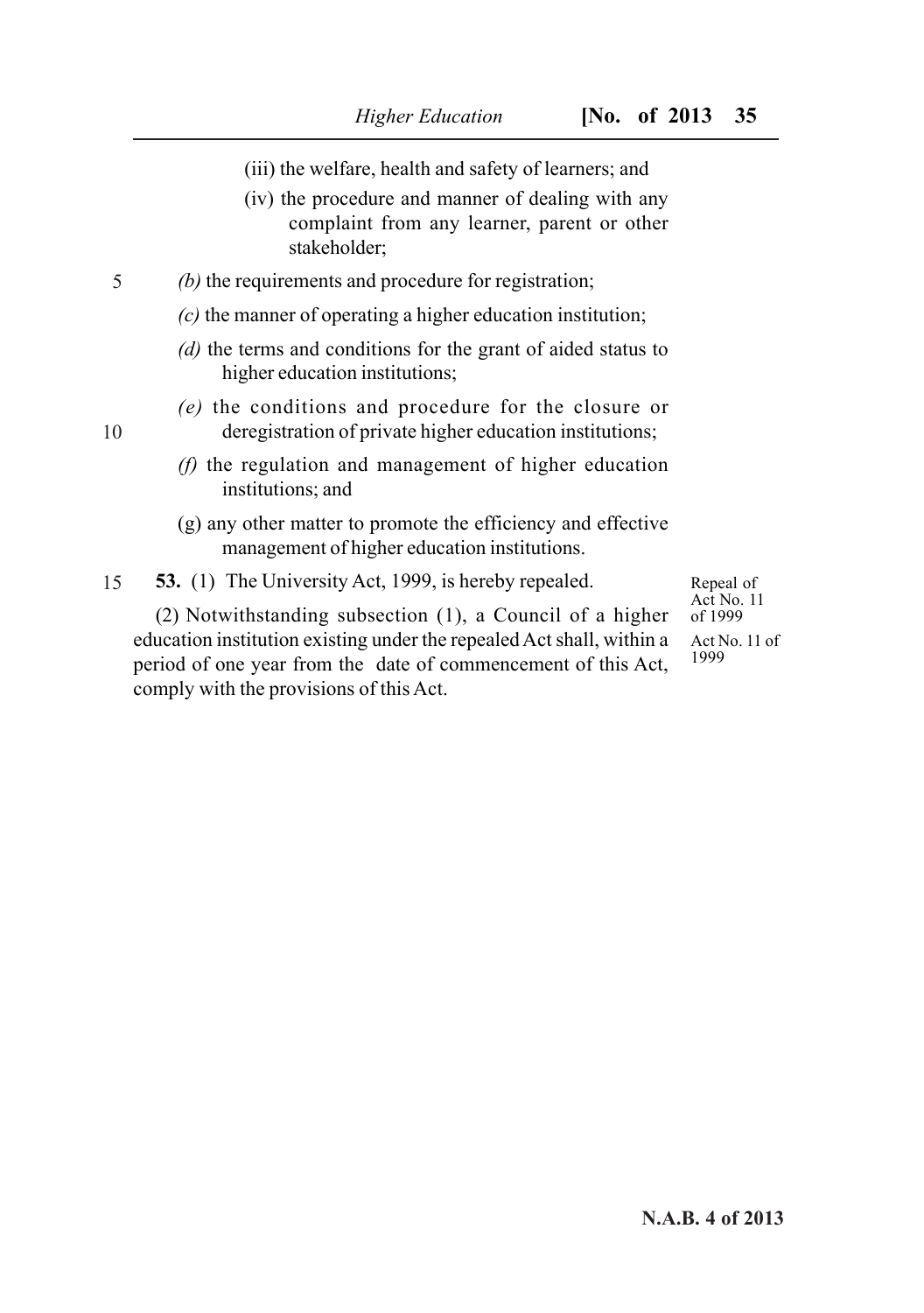(iii) the welfare, health and safety of learners; and

(iv) the procedure and manner of dealing with any complaint from any learner, parent or other stakeholder;

*(b)* the requirements and procedure for registration;

*(c)* the manner of operating a higher education institution;

*(d)* the terms and conditions for the grant of aided status to higher education institutions;

*(e)* the conditions and procedure for the closure or deregistration of private higher education institutions;

*(f)* the regulation and management of higher education institutions; and

(g) any other matter to promote the efficiency and effective management of higher education institutions.

Repeal of Act No. 11 of 1999

Act No. 11 of 1999

**53.** (1) The University Act, 1999, is hereby repealed.

(2) Notwithstanding subsection (1), a Council of a higher education institution existing under the repealed Act shall, within a period of one year from the date of commencement of this Act, comply with the provisions of this Act.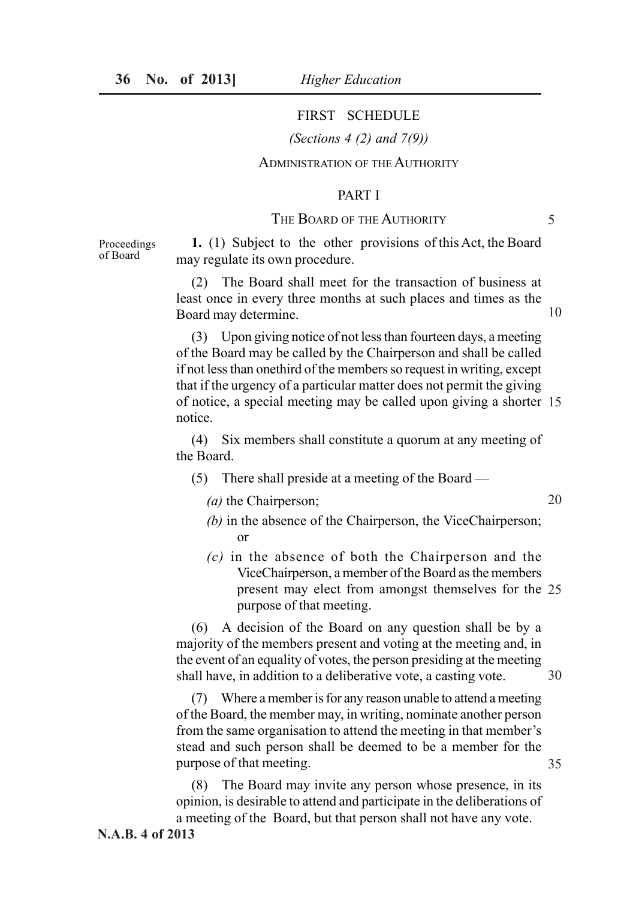# FIRST SCHEDULE

*(Sections 4 (2) and 7(9))*

## ADMINISTRATION OF THE AUTHORITY

### PART I

### THE BOARD OF THE AUTHORITY

Proceedings of Board

**1.** (1) Subject to the other provisions of this Act, the Board may regulate its own procedure.

(2) The Board shall meet for the transaction of business at least once in every three months at such places and times as the Board may determine.

(3) Upon giving notice of not less than fourteen days, a meeting of the Board may be called by the Chairperson and shall be called if not less than onethird of the members so request in writing, except that if the urgency of a particular matter does not permit the giving of notice, a special meeting may be called upon giving a shorter notice.

(4) Six members shall constitute a quorum at any meeting of the Board.

(5) There shall preside at a meeting of the Board —

*(a)* the Chairperson;

*(b)* in the absence of the Chairperson, the ViceChairperson; or

*(c)* in the absence of both the Chairperson and the ViceChairperson, a member of the Board as the members present may elect from amongst themselves for the purpose of that meeting.

(6) A decision of the Board on any question shall be by a majority of the members present and voting at the meeting and, in the event of an equality of votes, the person presiding at the meeting shall have, in addition to a deliberative vote, a casting vote.

(7) Where a member is for any reason unable to attend a meeting of the Board, the member may, in writing, nominate another person from the same organisation to attend the meeting in that member's stead and such person shall be deemed to be a member for the purpose of that meeting.

(8) The Board may invite any person whose presence, in its opinion, is desirable to attend and participate in the deliberations of a meeting of the Board, but that person shall not have any vote.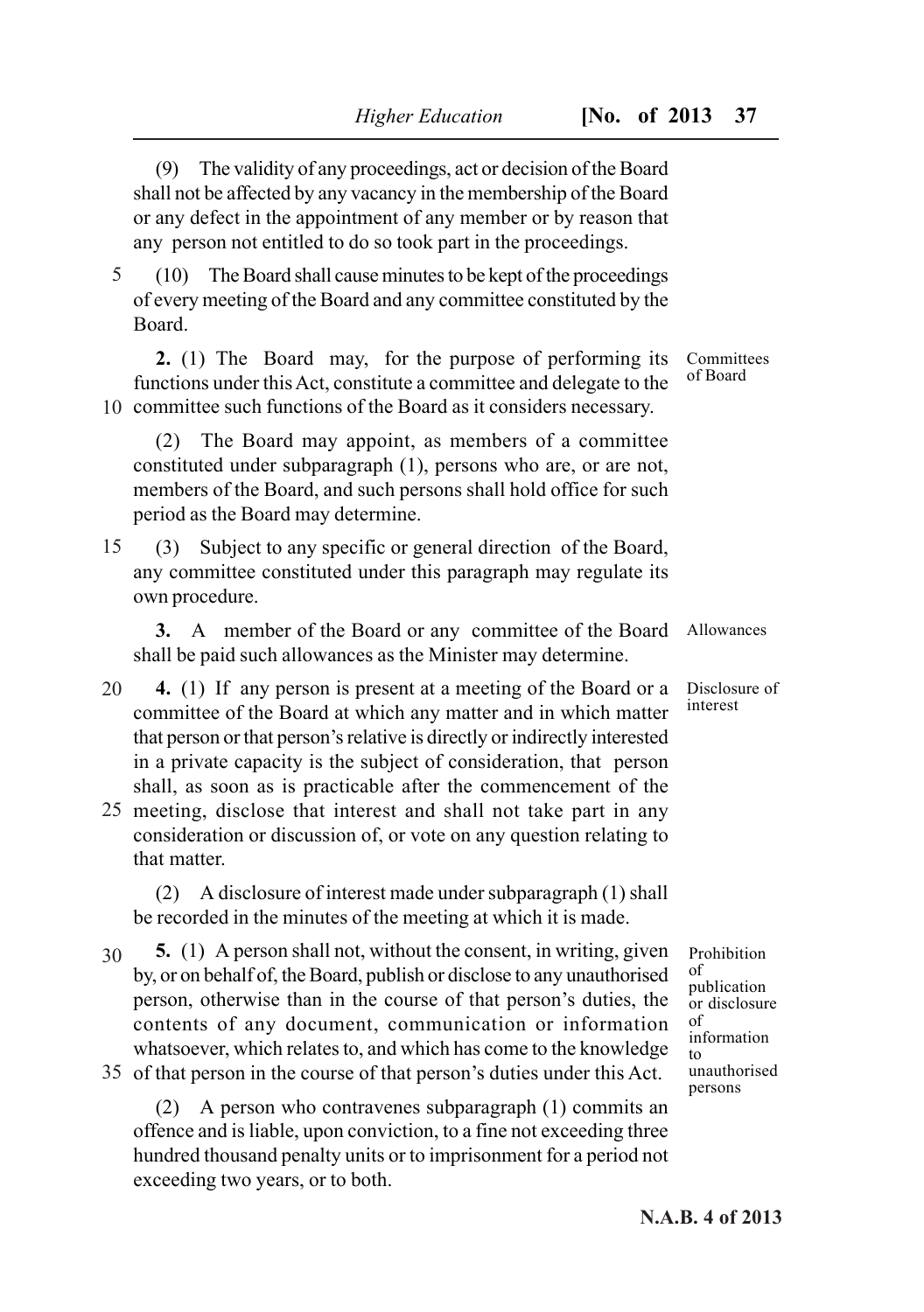(9) The validity of any proceedings, act or decision of the Board shall not be affected by any vacancy in the membership of the Board or any defect in the appointment of any member or by reason that any person not entitled to do so took part in the proceedings.

(10) The Board shall cause minutes to be kept of the proceedings of every meeting of the Board and any committee constituted by the Board.

**Committees of Board**

**2.** (1) The Board may, for the purpose of performing its functions under this Act, constitute a committee and delegate to the committee such functions of the Board as it considers necessary.

(2) The Board may appoint, as members of a committee constituted under subparagraph (1), persons who are, or are not, members of the Board, and such persons shall hold office for such period as the Board may determine.

(3) Subject to any specific or general direction of the Board, any committee constituted under this paragraph may regulate its own procedure.

**Allowances**

**3.** A member of the Board or any committee of the Board shall be paid such allowances as the Minister may determine.

**Disclosure of interest**

**4.** (1) If any person is present at a meeting of the Board or a committee of the Board at which any matter and in which matter that person or that person's relative is directly or indirectly interested in a private capacity is the subject of consideration, that person shall, as soon as is practicable after the commencement of the meeting, disclose that interest and shall not take part in any consideration or discussion of, or vote on any question relating to that matter.

(2) A disclosure of interest made under subparagraph (1) shall be recorded in the minutes of the meeting at which it is made.

**Prohibition of publication or disclosure of information to unauthorised persons**

**5.** (1) A person shall not, without the consent, in writing, given by, or on behalf of, the Board, publish or disclose to any unauthorised person, otherwise than in the course of that person's duties, the contents of any document, communication or information whatsoever, which relates to, and which has come to the knowledge of that person in the course of that person's duties under this Act.

(2) A person who contravenes subparagraph (1) commits an offence and is liable, upon conviction, to a fine not exceeding three hundred thousand penalty units or to imprisonment for a period not exceeding two years, or to both.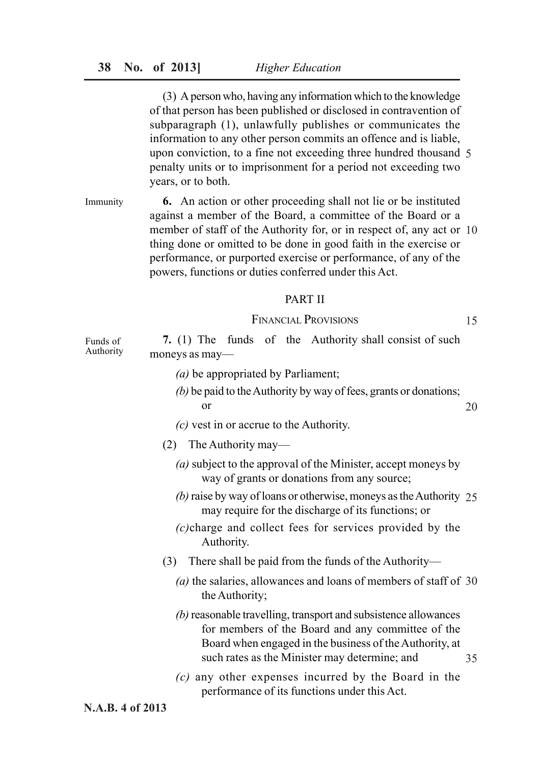(3) A person who, having any information which to the knowledge of that person has been published or disclosed in contravention of subparagraph (1), unlawfully publishes or communicates the information to any other person commits an offence and is liable, upon conviction, to a fine not exceeding three hundred thousand penalty units or to imprisonment for a period not exceeding two years, or to both.

Immunity

**6.** An action or other proceeding shall not lie or be instituted against a member of the Board, a committee of the Board or a member of staff of the Authority for, or in respect of, any act or thing done or omitted to be done in good faith in the exercise or performance, or purported exercise or performance, of any of the powers, functions or duties conferred under this Act.

## PART II

### FINANCIAL PROVISIONS

Funds of Authority

**7.** (1) The funds of the Authority shall consist of such moneys as may—

*(a)* be appropriated by Parliament;

*(b)* be paid to the Authority by way of fees, grants or donations; or

*(c)* vest in or accrue to the Authority.

(2) The Authority may—

*(a)* subject to the approval of the Minister, accept moneys by way of grants or donations from any source;

*(b)* raise by way of loans or otherwise, moneys as the Authority may require for the discharge of its functions; or

*(c)* charge and collect fees for services provided by the Authority.

(3) There shall be paid from the funds of the Authority—

*(a)* the salaries, allowances and loans of members of staff of the Authority;

*(b)* reasonable travelling, transport and subsistence allowances for members of the Board and any committee of the Board when engaged in the business of the Authority, at such rates as the Minister may determine; and

*(c)* any other expenses incurred by the Board in the performance of its functions under this Act.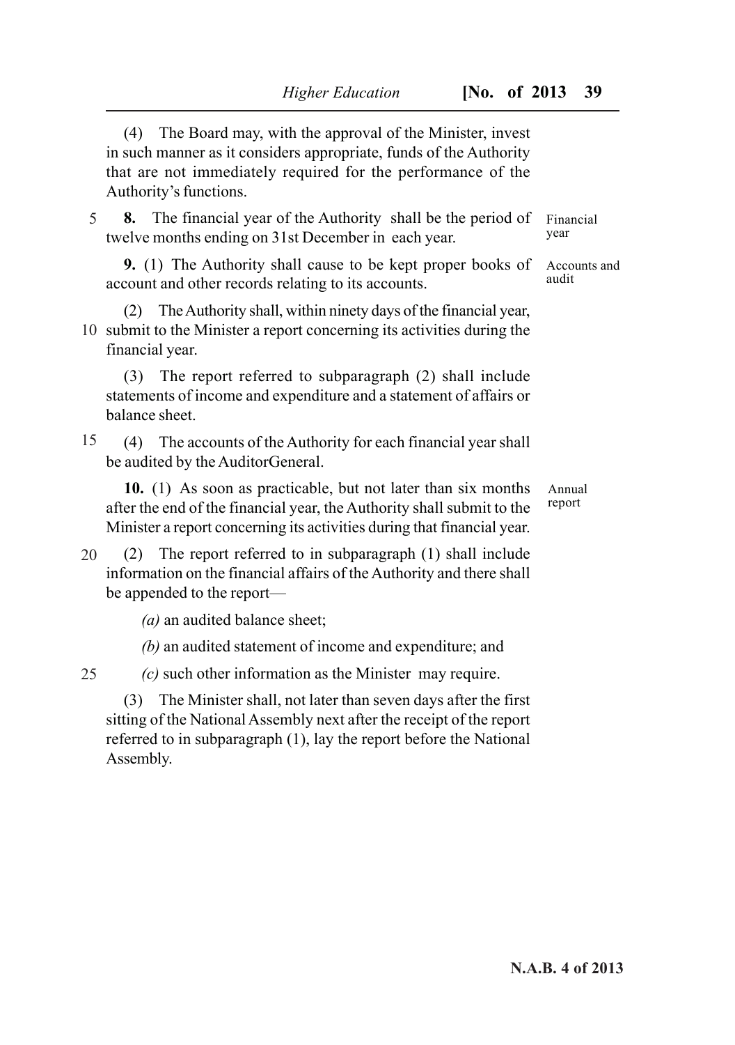(4) The Board may, with the approval of the Minister, invest in such manner as it considers appropriate, funds of the Authority that are not immediately required for the performance of the Authority's functions.

Financial year

**8.** The financial year of the Authority shall be the period of twelve months ending on 31st December in each year.

Accounts and audit

**9.** (1) The Authority shall cause to be kept proper books of account and other records relating to its accounts.

(2) The Authority shall, within ninety days of the financial year, submit to the Minister a report concerning its activities during the financial year.

(3) The report referred to subparagraph (2) shall include statements of income and expenditure and a statement of affairs or balance sheet.

(4) The accounts of the Authority for each financial year shall be audited by the AuditorGeneral.

Annual report

**10.** (1) As soon as practicable, but not later than six months after the end of the financial year, the Authority shall submit to the Minister a report concerning its activities during that financial year.

(2) The report referred to in subparagraph (1) shall include information on the financial affairs of the Authority and there shall be appended to the report—

*(a)* an audited balance sheet;

*(b)* an audited statement of income and expenditure; and

*(c)* such other information as the Minister may require.

(3) The Minister shall, not later than seven days after the first sitting of the National Assembly next after the receipt of the report referred to in subparagraph (1), lay the report before the National Assembly.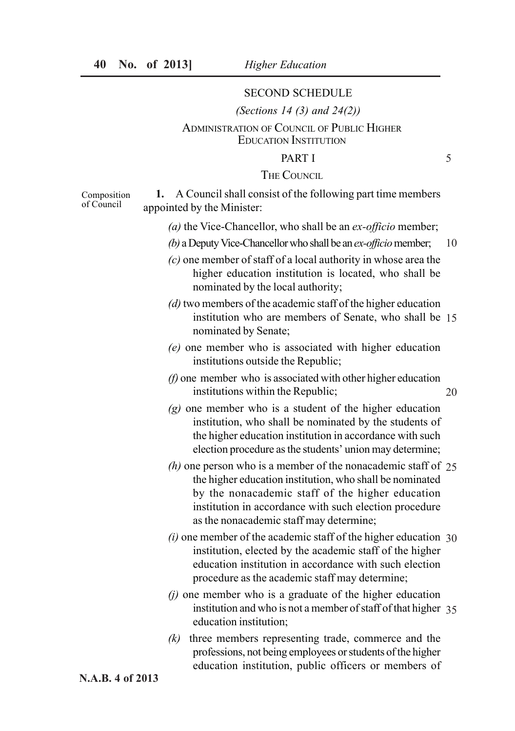## SECOND SCHEDULE

*(Sections 14 (3) and 24(2))*

ADMINISTRATION OF COUNCIL OF PUBLIC HIGHER EDUCATION INSTITUTION

### PART I

### THE COUNCIL

Composition of Council

**1.** A Council shall consist of the following part time members appointed by the Minister:

*(a)* the Vice-Chancellor, who shall be an *ex-officio* member;

*(b)* a Deputy Vice-Chancellor who shall be an *ex-officio* member;

*(c)* one member of staff of a local authority in whose area the higher education institution is located, who shall be nominated by the local authority;

*(d)* two members of the academic staff of the higher education institution who are members of Senate, who shall be nominated by Senate;

*(e)* one member who is associated with higher education institutions outside the Republic;

*(f)* one member who is associated with other higher education institutions within the Republic;

*(g)* one member who is a student of the higher education institution, who shall be nominated by the students of the higher education institution in accordance with such election procedure as the students' union may determine;

*(h)* one person who is a member of the nonacademic staff of the higher education institution, who shall be nominated by the nonacademic staff of the higher education institution in accordance with such election procedure as the nonacademic staff may determine;

*(i)* one member of the academic staff of the higher education institution, elected by the academic staff of the higher education institution in accordance with such election procedure as the academic staff may determine;

*(j)* one member who is a graduate of the higher education institution and who is not a member of staff of that higher education institution;

*(k)* three members representing trade, commerce and the professions, not being employees or students of the higher education institution, public officers or members of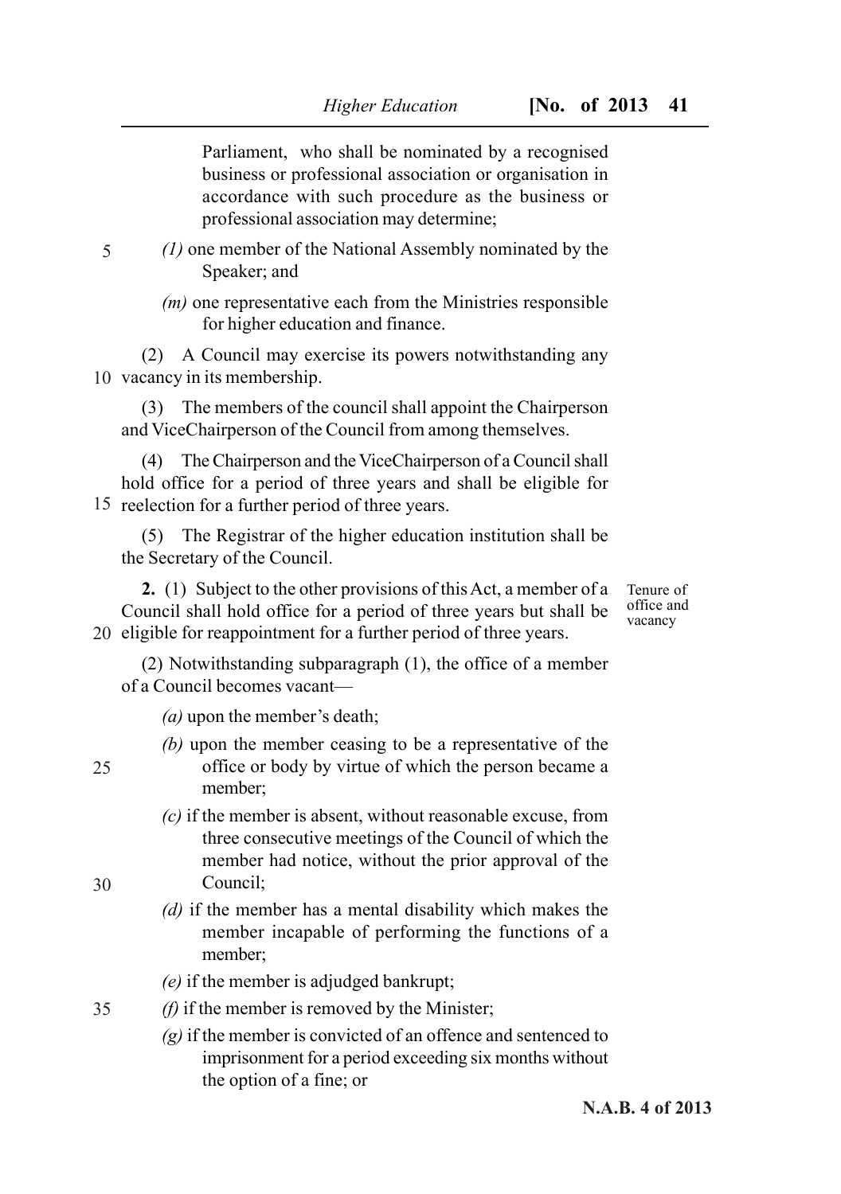Parliament, who shall be nominated by a recognised business or professional association or organisation in accordance with such procedure as the business or professional association may determine;

*(l)* one member of the National Assembly nominated by the Speaker; and

*(m)* one representative each from the Ministries responsible for higher education and finance.

(2) A Council may exercise its powers notwithstanding any vacancy in its membership.

(3) The members of the council shall appoint the Chairperson and ViceChairperson of the Council from among themselves.

(4) The Chairperson and the ViceChairperson of a Council shall hold office for a period of three years and shall be eligible for reelection for a further period of three years.

(5) The Registrar of the higher education institution shall be the Secretary of the Council.

Tenure of office and vacancy

**2.** (1) Subject to the other provisions of this Act, a member of a Council shall hold office for a period of three years but shall be eligible for reappointment for a further period of three years.

(2) Notwithstanding subparagraph (1), the office of a member of a Council becomes vacant—

*(a)* upon the member's death;

*(b)* upon the member ceasing to be a representative of the office or body by virtue of which the person became a member;

*(c)* if the member is absent, without reasonable excuse, from three consecutive meetings of the Council of which the member had notice, without the prior approval of the Council;

*(d)* if the member has a mental disability which makes the member incapable of performing the functions of a member;

*(e)* if the member is adjudged bankrupt;

*(f)* if the member is removed by the Minister;

*(g)* if the member is convicted of an offence and sentenced to imprisonment for a period exceeding six months without the option of a fine; or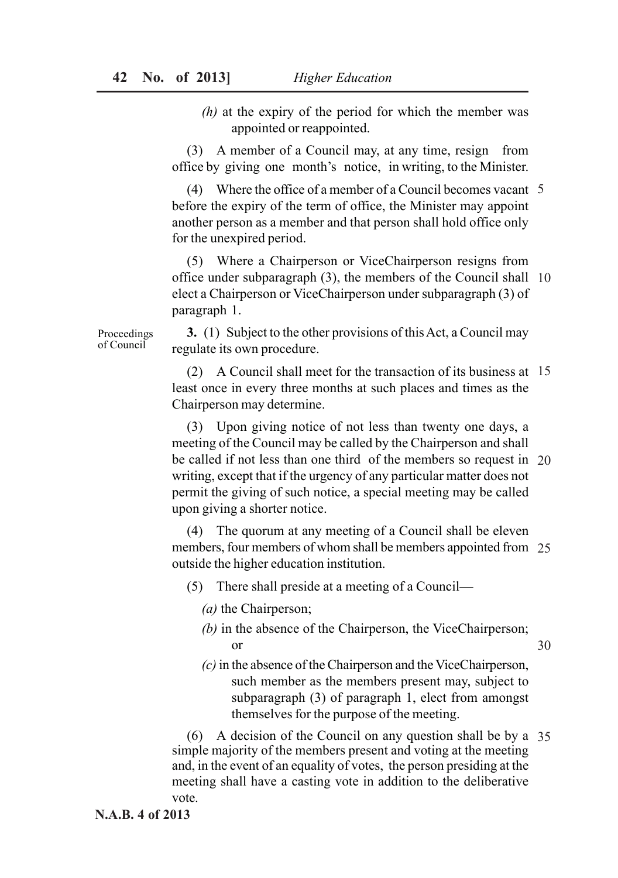*(h)* at the expiry of the period for which the member was appointed or reappointed.

(3) A member of a Council may, at any time, resign from office by giving one month's notice, in writing, to the Minister.

(4) Where the office of a member of a Council becomes vacant before the expiry of the term of office, the Minister may appoint another person as a member and that person shall hold office only for the unexpired period.

(5) Where a Chairperson or ViceChairperson resigns from office under subparagraph (3), the members of the Council shall elect a Chairperson or ViceChairperson under subparagraph (3) of paragraph 1.

Proceedings of Council

**3.** (1) Subject to the other provisions of this Act, a Council may regulate its own procedure.

(2) A Council shall meet for the transaction of its business at least once in every three months at such places and times as the Chairperson may determine.

(3) Upon giving notice of not less than twenty one days, a meeting of the Council may be called by the Chairperson and shall be called if not less than one third of the members so request in writing, except that if the urgency of any particular matter does not permit the giving of such notice, a special meeting may be called upon giving a shorter notice.

(4) The quorum at any meeting of a Council shall be eleven members, four members of whom shall be members appointed from outside the higher education institution.

(5) There shall preside at a meeting of a Council—

*(a)* the Chairperson;

*(b)* in the absence of the Chairperson, the ViceChairperson; or

*(c)* in the absence of the Chairperson and the ViceChairperson, such member as the members present may, subject to subparagraph (3) of paragraph 1, elect from amongst themselves for the purpose of the meeting.

(6) A decision of the Council on any question shall be by a simple majority of the members present and voting at the meeting and, in the event of an equality of votes, the person presiding at the meeting shall have a casting vote in addition to the deliberative vote.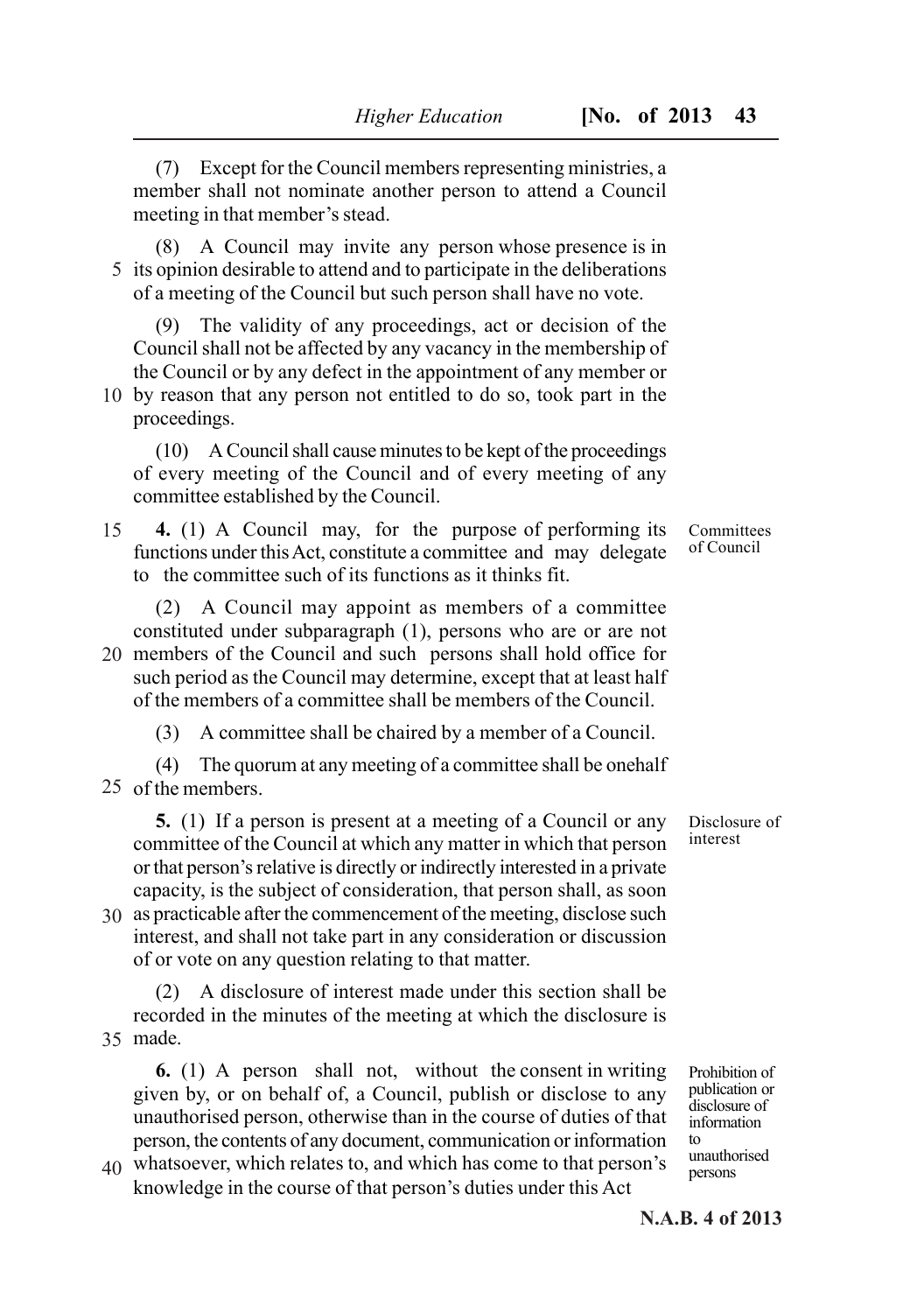(7) Except for the Council members representing ministries, a member shall not nominate another person to attend a Council meeting in that member's stead.

(8) A Council may invite any person whose presence is in its opinion desirable to attend and to participate in the deliberations of a meeting of the Council but such person shall have no vote.

(9) The validity of any proceedings, act or decision of the Council shall not be affected by any vacancy in the membership of the Council or by any defect in the appointment of any member or by reason that any person not entitled to do so, took part in the proceedings.

(10) A Council shall cause minutes to be kept of the proceedings of every meeting of the Council and of every meeting of any committee established by the Council.

*Committees of Council*

**4.** (1) A Council may, for the purpose of performing its functions under this Act, constitute a committee and may delegate to the committee such of its functions as it thinks fit.

(2) A Council may appoint as members of a committee constituted under subparagraph (1), persons who are or are not members of the Council and such persons shall hold office for such period as the Council may determine, except that at least half of the members of a committee shall be members of the Council.

(3) A committee shall be chaired by a member of a Council.

(4) The quorum at any meeting of a committee shall be onehalf of the members.

*Disclosure of interest*

**5.** (1) If a person is present at a meeting of a Council or any committee of the Council at which any matter in which that person or that person's relative is directly or indirectly interested in a private capacity, is the subject of consideration, that person shall, as soon as practicable after the commencement of the meeting, disclose such interest, and shall not take part in any consideration or discussion of or vote on any question relating to that matter.

(2) A disclosure of interest made under this section shall be recorded in the minutes of the meeting at which the disclosure is made.

*Prohibition of publication or disclosure of information to unauthorised persons*

**6.** (1) A person shall not, without the consent in writing given by, or on behalf of, a Council, publish or disclose to any unauthorised person, otherwise than in the course of duties of that person, the contents of any document, communication or information whatsoever, which relates to, and which has come to that person's knowledge in the course of that person's duties under this Act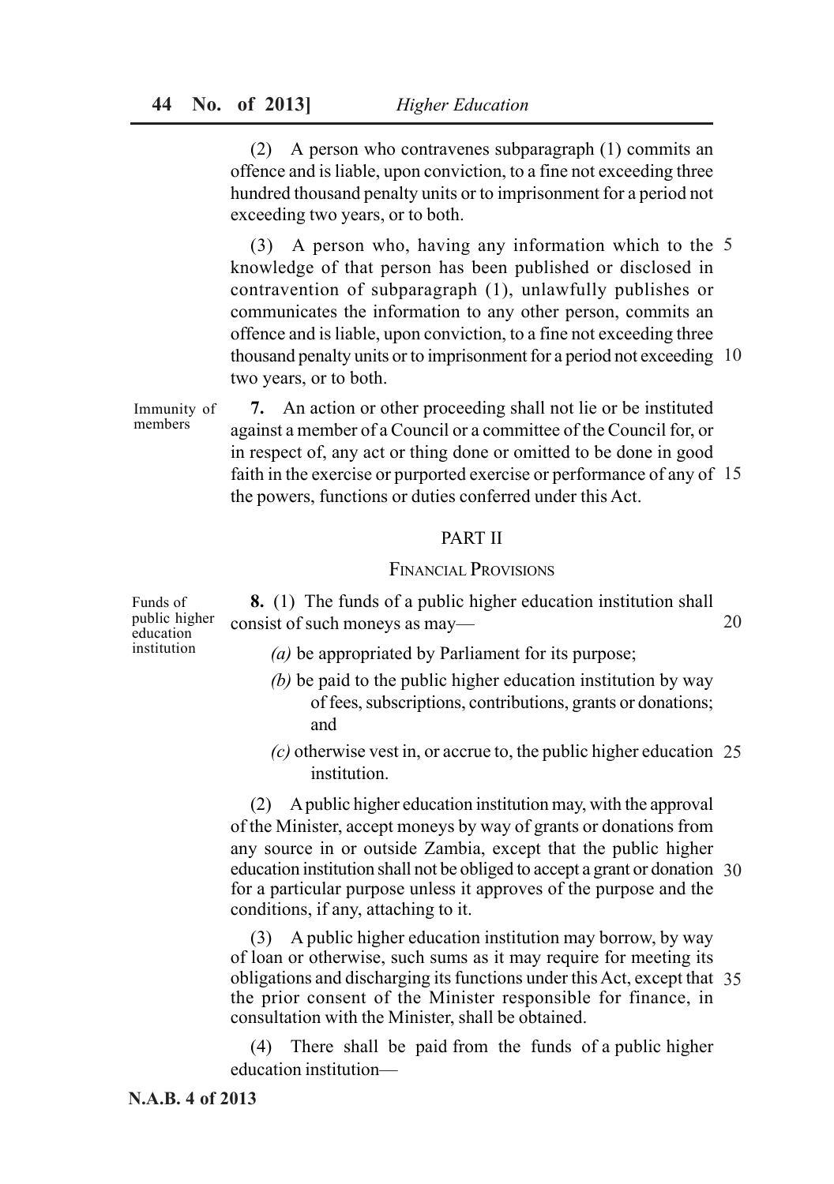(2) A person who contravenes subparagraph (1) commits an offence and is liable, upon conviction, to a fine not exceeding three hundred thousand penalty units or to imprisonment for a period not exceeding two years, or to both.

(3) A person who, having any information which to the knowledge of that person has been published or disclosed in contravention of subparagraph (1), unlawfully publishes or communicates the information to any other person, commits an offence and is liable, upon conviction, to a fine not exceeding three thousand penalty units or to imprisonment for a period not exceeding two years, or to both.

Immunity of members

**7.** An action or other proceeding shall not lie or be instituted against a member of a Council or a committee of the Council for, or in respect of, any act or thing done or omitted to be done in good faith in the exercise or purported exercise or performance of any of the powers, functions or duties conferred under this Act.

## PART II

### FINANCIAL PROVISIONS

Funds of public higher education institution

**8.** (1) The funds of a public higher education institution shall consist of such moneys as may—

*(a)* be appropriated by Parliament for its purpose;

*(b)* be paid to the public higher education institution by way of fees, subscriptions, contributions, grants or donations; and

*(c)* otherwise vest in, or accrue to, the public higher education institution.

(2) A public higher education institution may, with the approval of the Minister, accept moneys by way of grants or donations from any source in or outside Zambia, except that the public higher education institution shall not be obliged to accept a grant or donation for a particular purpose unless it approves of the purpose and the conditions, if any, attaching to it.

(3) A public higher education institution may borrow, by way of loan or otherwise, such sums as it may require for meeting its obligations and discharging its functions under this Act, except that the prior consent of the Minister responsible for finance, in consultation with the Minister, shall be obtained.

(4) There shall be paid from the funds of a public higher education institution—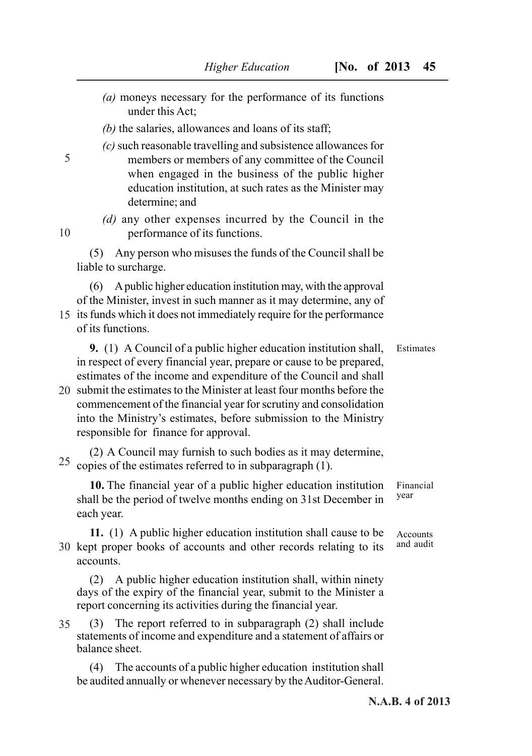*(a)* moneys necessary for the performance of its functions under this Act;

*(b)* the salaries, allowances and loans of its staff;

*(c)* such reasonable travelling and subsistence allowances for members or members of any committee of the Council when engaged in the business of the public higher education institution, at such rates as the Minister may determine; and

*(d)* any other expenses incurred by the Council in the performance of its functions.

(5) Any person who misuses the funds of the Council shall be liable to surcharge.

(6) A public higher education institution may, with the approval of the Minister, invest in such manner as it may determine, any of its funds which it does not immediately require for the performance of its functions.

Estimates

**9.** (1) A Council of a public higher education institution shall, in respect of every financial year, prepare or cause to be prepared, estimates of the income and expenditure of the Council and shall submit the estimates to the Minister at least four months before the commencement of the financial year for scrutiny and consolidation into the Ministry's estimates, before submission to the Ministry responsible for finance for approval.

(2) A Council may furnish to such bodies as it may determine, copies of the estimates referred to in subparagraph (1).

Financial year

**10.** The financial year of a public higher education institution shall be the period of twelve months ending on 31st December in each year.

Accounts and audit

**11.** (1) A public higher education institution shall cause to be kept proper books of accounts and other records relating to its accounts.

(2) A public higher education institution shall, within ninety days of the expiry of the financial year, submit to the Minister a report concerning its activities during the financial year.

(3) The report referred to in subparagraph (2) shall include statements of income and expenditure and a statement of affairs or balance sheet.

(4) The accounts of a public higher education institution shall be audited annually or whenever necessary by the Auditor-General.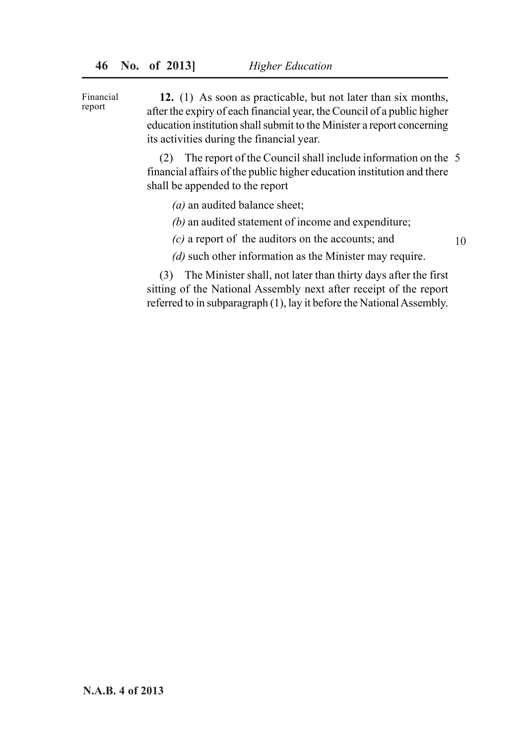Financial report

**12.** (1) As soon as practicable, but not later than six months, after the expiry of each financial year, the Council of a public higher education institution shall submit to the Minister a report concerning its activities during the financial year.

(2) The report of the Council shall include information on the financial affairs of the public higher education institution and there shall be appended to the report

*(a)* an audited balance sheet;

*(b)* an audited statement of income and expenditure;

*(c)* a report of the auditors on the accounts; and

*(d)* such other information as the Minister may require.

(3) The Minister shall, not later than thirty days after the first sitting of the National Assembly next after receipt of the report referred to in subparagraph (1), lay it before the National Assembly.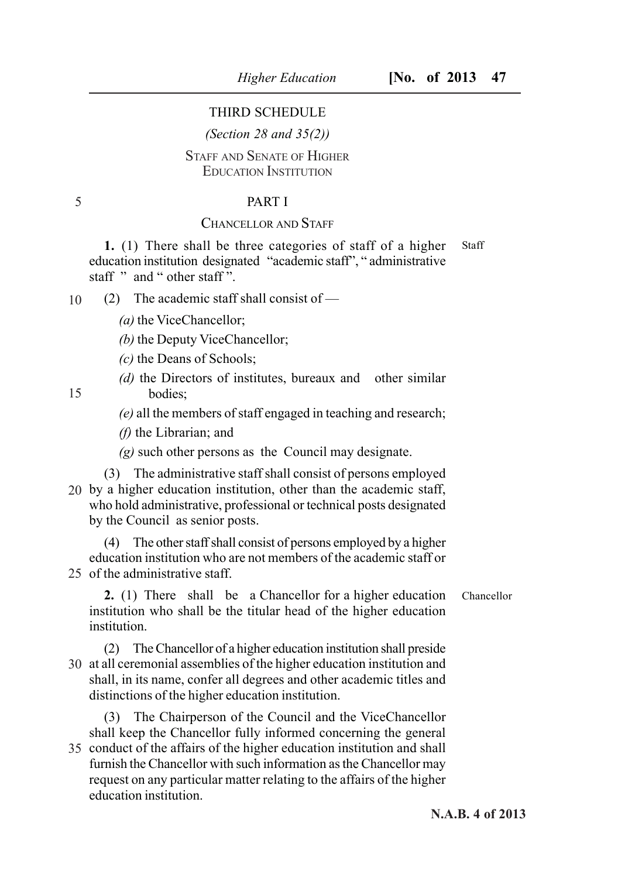# THIRD SCHEDULE

*(Section 28 and 35(2))*

## STAFF AND SENATE OF HIGHER EDUCATION INSTITUTION

### PART I

### CHANCELLOR AND STAFF

Staff

**1.** (1) There shall be three categories of staff of a higher education institution designated "academic staff", " administrative staff " and " other staff ".

(2) The academic staff shall consist of —

*(a)* the ViceChancellor;

*(b)* the Deputy ViceChancellor;

*(c)* the Deans of Schools;

*(d)* the Directors of institutes, bureaux and other similar bodies;

*(e)* all the members of staff engaged in teaching and research;

*(f)* the Librarian; and

*(g)* such other persons as the Council may designate.

(3) The administrative staff shall consist of persons employed by a higher education institution, other than the academic staff, who hold administrative, professional or technical posts designated by the Council as senior posts.

(4) The other staff shall consist of persons employed by a higher education institution who are not members of the academic staff or of the administrative staff.

Chancellor

**2.** (1) There shall be a Chancellor for a higher education institution who shall be the titular head of the higher education institution.

(2) The Chancellor of a higher education institution shall preside at all ceremonial assemblies of the higher education institution and shall, in its name, confer all degrees and other academic titles and distinctions of the higher education institution.

(3) The Chairperson of the Council and the ViceChancellor shall keep the Chancellor fully informed concerning the general conduct of the affairs of the higher education institution and shall furnish the Chancellor with such information as the Chancellor may request on any particular matter relating to the affairs of the higher education institution.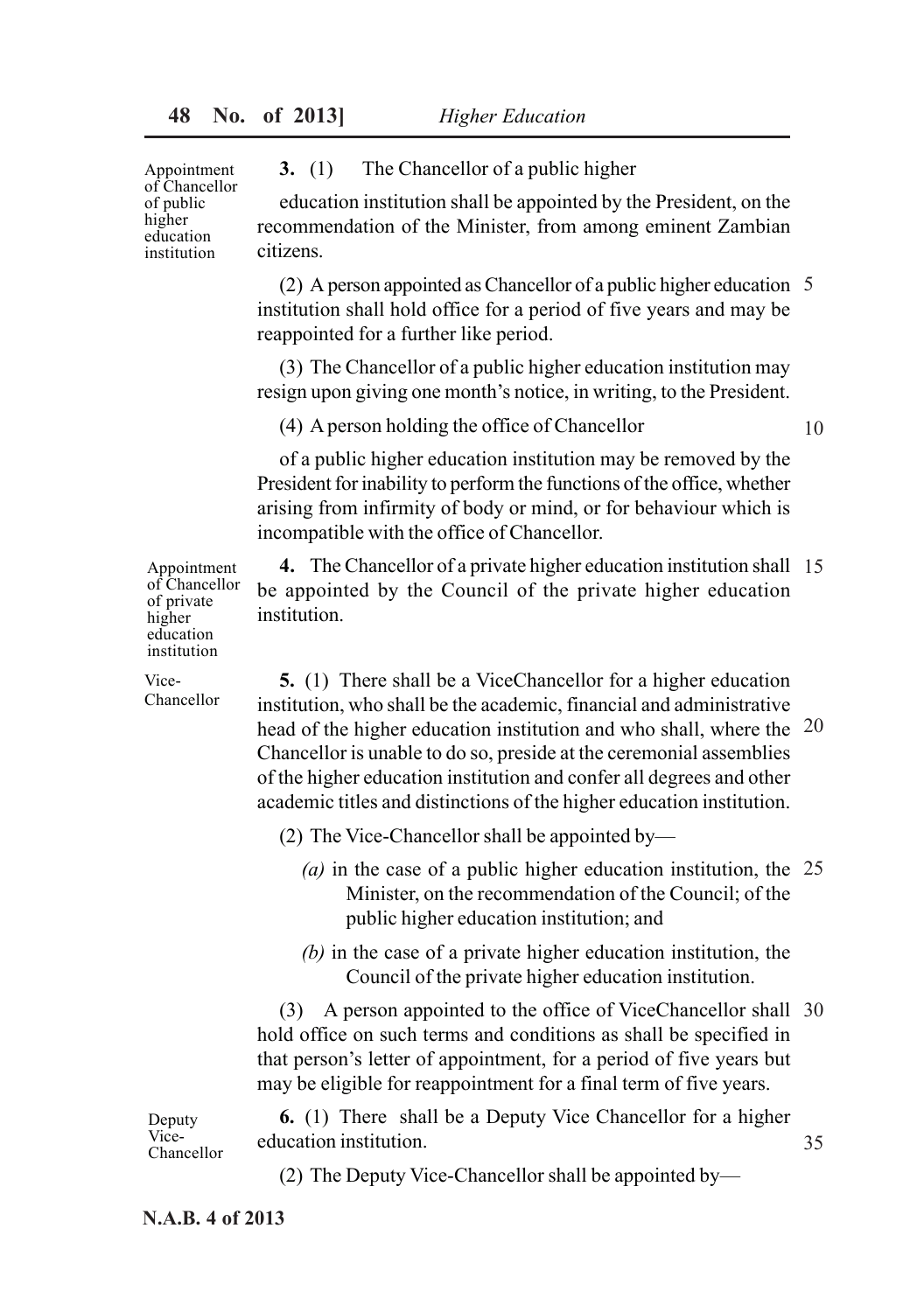Appointment of Chancellor of public higher education institution

**3.** (1) The Chancellor of a public higher education institution shall be appointed by the President, on the recommendation of the Minister, from among eminent Zambian citizens.

(2) A person appointed as Chancellor of a public higher education institution shall hold office for a period of five years and may be reappointed for a further like period.

(3) The Chancellor of a public higher education institution may resign upon giving one month's notice, in writing, to the President.

(4) A person holding the office of Chancellor of a public higher education institution may be removed by the President for inability to perform the functions of the office, whether arising from infirmity of body or mind, or for behaviour which is incompatible with the office of Chancellor.

Appointment of Chancellor of private higher education institution

**4.** The Chancellor of a private higher education institution shall be appointed by the Council of the private higher education institution.

Vice-Chancellor

**5.** (1) There shall be a ViceChancellor for a higher education institution, who shall be the academic, financial and administrative head of the higher education institution and who shall, where the Chancellor is unable to do so, preside at the ceremonial assemblies of the higher education institution and confer all degrees and other academic titles and distinctions of the higher education institution.

(2) The Vice-Chancellor shall be appointed by—

*(a)* in the case of a public higher education institution, the Minister, on the recommendation of the Council; of the public higher education institution; and

*(b)* in the case of a private higher education institution, the Council of the private higher education institution.

(3) A person appointed to the office of ViceChancellor shall hold office on such terms and conditions as shall be specified in that person's letter of appointment, for a period of five years but may be eligible for reappointment for a final term of five years.

Deputy Vice-Chancellor

**6.** (1) There shall be a Deputy Vice Chancellor for a higher education institution.

(2) The Deputy Vice-Chancellor shall be appointed by—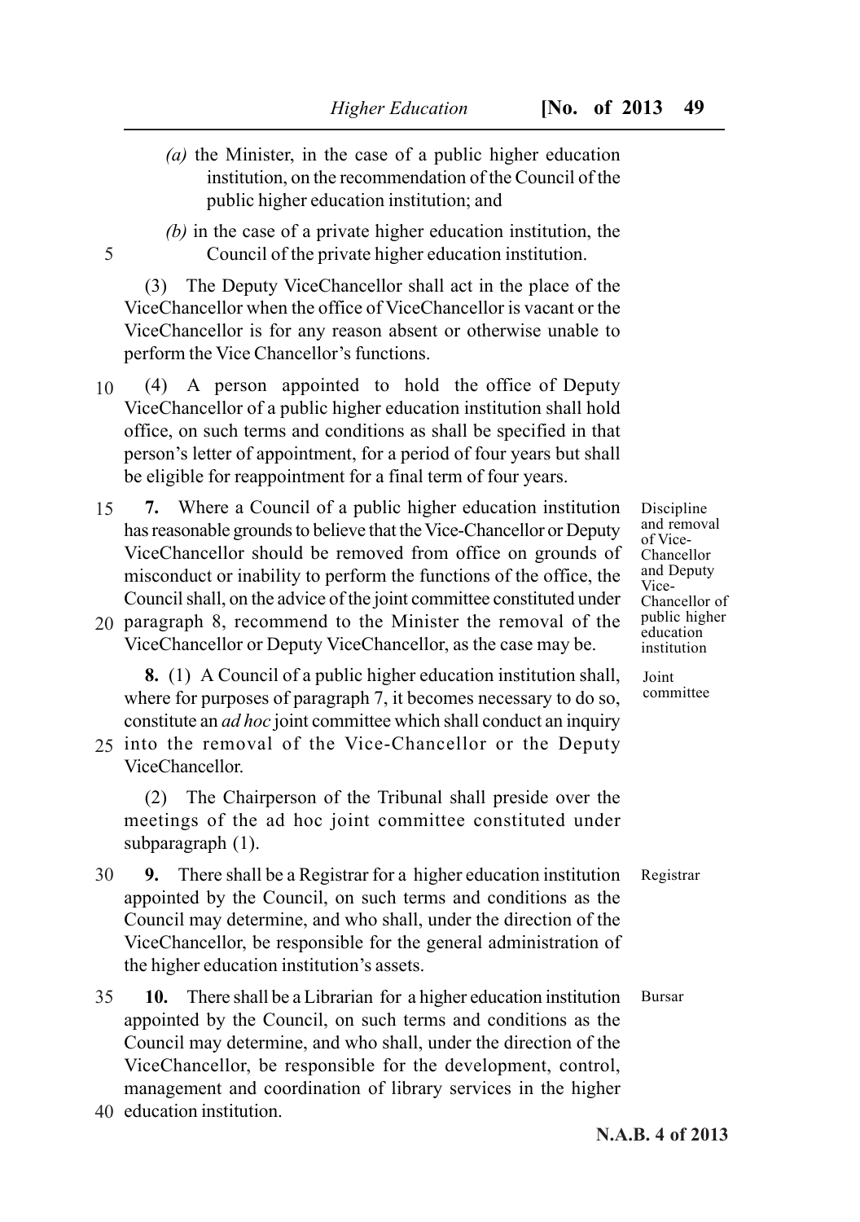(a) the Minister, in the case of a public higher education institution, on the recommendation of the Council of the public higher education institution; and

(b) in the case of a private higher education institution, the Council of the private higher education institution.

(3) The Deputy ViceChancellor shall act in the place of the ViceChancellor when the office of ViceChancellor is vacant or the ViceChancellor is for any reason absent or otherwise unable to perform the Vice Chancellor's functions.

(4) A person appointed to hold the office of Deputy ViceChancellor of a public higher education institution shall hold office, on such terms and conditions as shall be specified in that person's letter of appointment, for a period of four years but shall be eligible for reappointment for a final term of four years.

*Discipline and removal of Vice-Chancellor and Deputy Vice-Chancellor of public higher education institution*

**7.** Where a Council of a public higher education institution has reasonable grounds to believe that the Vice-Chancellor or Deputy ViceChancellor should be removed from office on grounds of misconduct or inability to perform the functions of the office, the Council shall, on the advice of the joint committee constituted under paragraph 8, recommend to the Minister the removal of the ViceChancellor or Deputy ViceChancellor, as the case may be.

*Joint committee*

**8.** (1) A Council of a public higher education institution shall, where for purposes of paragraph 7, it becomes necessary to do so, constitute an *ad hoc* joint committee which shall conduct an inquiry into the removal of the Vice-Chancellor or the Deputy ViceChancellor.

(2) The Chairperson of the Tribunal shall preside over the meetings of the ad hoc joint committee constituted under subparagraph (1).

*Registrar*

**9.** There shall be a Registrar for a higher education institution appointed by the Council, on such terms and conditions as the Council may determine, and who shall, under the direction of the ViceChancellor, be responsible for the general administration of the higher education institution's assets.

*Bursar*

**10.** There shall be a Librarian for a higher education institution appointed by the Council, on such terms and conditions as the Council may determine, and who shall, under the direction of the ViceChancellor, be responsible for the development, control, management and coordination of library services in the higher education institution.

N.A.B. 4 of 2013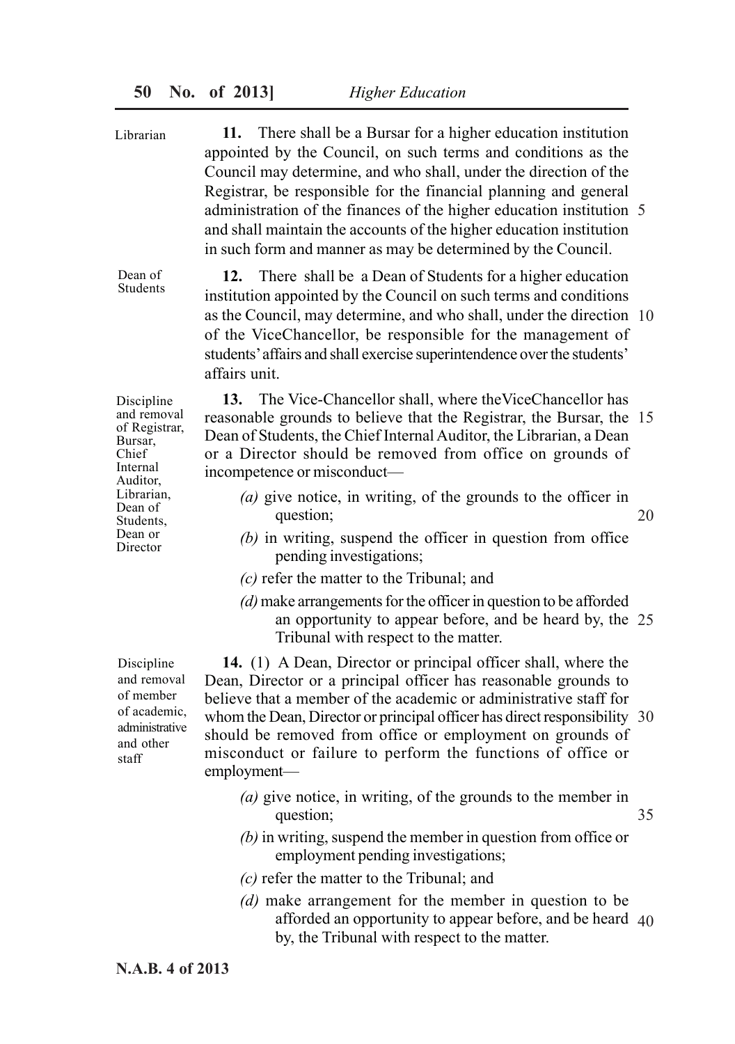Librarian

**11.** There shall be a Bursar for a higher education institution appointed by the Council, on such terms and conditions as the Council may determine, and who shall, under the direction of the Registrar, be responsible for the financial planning and general administration of the finances of the higher education institution and shall maintain the accounts of the higher education institution in such form and manner as may be determined by the Council.

Dean of Students

**12.** There shall be a Dean of Students for a higher education institution appointed by the Council on such terms and conditions as the Council, may determine, and who shall, under the direction of the ViceChancellor, be responsible for the management of students' affairs and shall exercise superintendence over the students' affairs unit.

Discipline and removal of Registrar, Bursar, Chief Internal Auditor, Librarian, Dean of Students, Dean or Director

**13.** The Vice-Chancellor shall, where theViceChancellor has reasonable grounds to believe that the Registrar, the Bursar, the Dean of Students, the Chief Internal Auditor, the Librarian, a Dean or a Director should be removed from office on grounds of incompetence or misconduct—

*(a)* give notice, in writing, of the grounds to the officer in question;

*(b)* in writing, suspend the officer in question from office pending investigations;

*(c)* refer the matter to the Tribunal; and

*(d)* make arrangements for the officer in question to be afforded an opportunity to appear before, and be heard by, the Tribunal with respect to the matter.

Discipline and removal of member of academic, administrative and other staff

**14.** (1) A Dean, Director or principal officer shall, where the Dean, Director or a principal officer has reasonable grounds to believe that a member of the academic or administrative staff for whom the Dean, Director or principal officer has direct responsibility should be removed from office or employment on grounds of misconduct or failure to perform the functions of office or employment—

*(a)* give notice, in writing, of the grounds to the member in question;

*(b)* in writing, suspend the member in question from office or employment pending investigations;

*(c)* refer the matter to the Tribunal; and

*(d)* make arrangement for the member in question to be afforded an opportunity to appear before, and be heard by, the Tribunal with respect to the matter.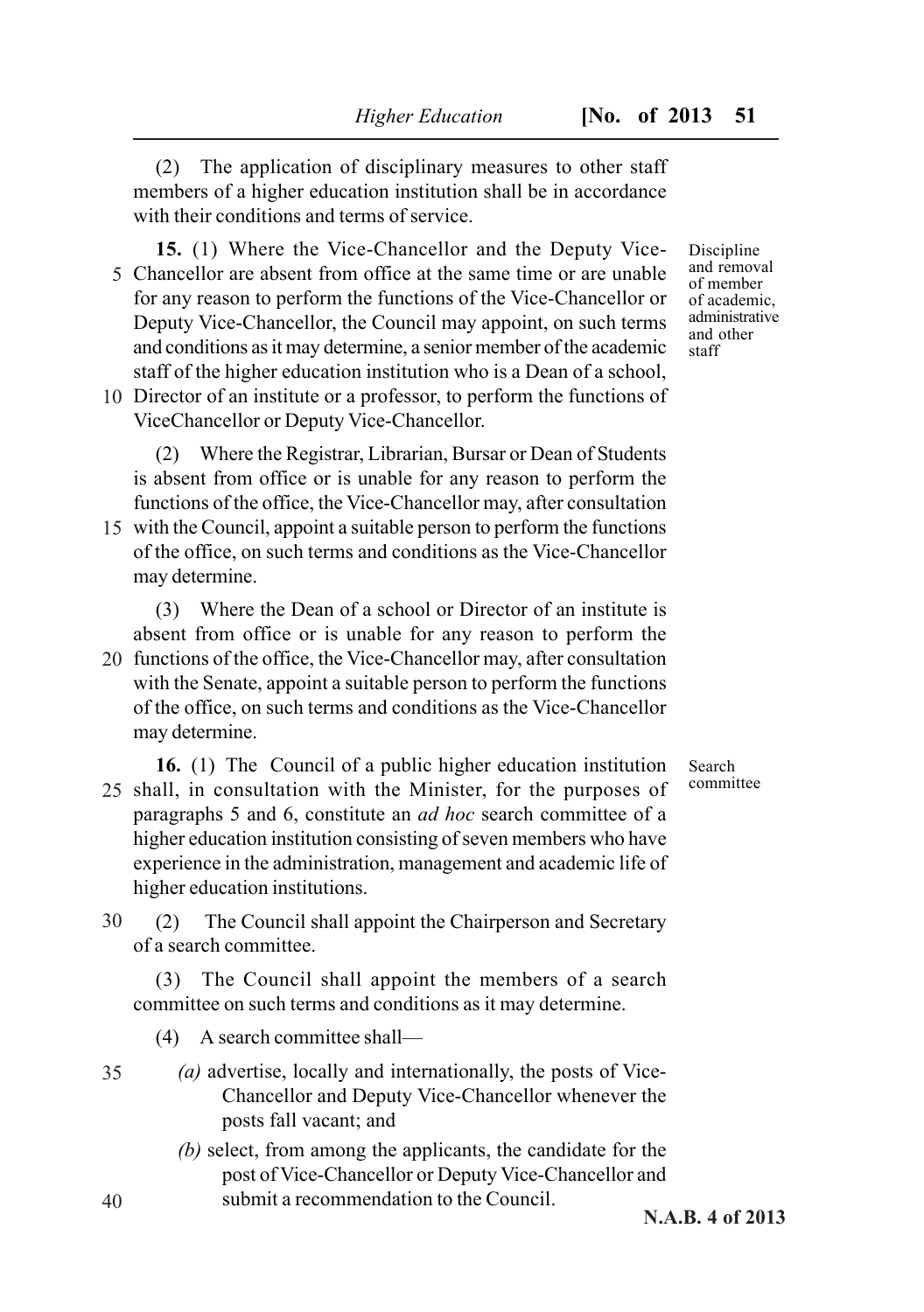(2) The application of disciplinary measures to other staff members of a higher education institution shall be in accordance with their conditions and terms of service.

Discipline and removal of member of academic, administrative and other staff

**15.** (1) Where the Vice-Chancellor and the Deputy Vice-Chancellor are absent from office at the same time or are unable for any reason to perform the functions of the Vice-Chancellor or Deputy Vice-Chancellor, the Council may appoint, on such terms and conditions as it may determine, a senior member of the academic staff of the higher education institution who is a Dean of a school, Director of an institute or a professor, to perform the functions of ViceChancellor or Deputy Vice-Chancellor.

(2) Where the Registrar, Librarian, Bursar or Dean of Students is absent from office or is unable for any reason to perform the functions of the office, the Vice-Chancellor may, after consultation with the Council, appoint a suitable person to perform the functions of the office, on such terms and conditions as the Vice-Chancellor may determine.

(3) Where the Dean of a school or Director of an institute is absent from office or is unable for any reason to perform the functions of the office, the Vice-Chancellor may, after consultation with the Senate, appoint a suitable person to perform the functions of the office, on such terms and conditions as the Vice-Chancellor may determine.

Search committee

**16.** (1) The Council of a public higher education institution shall, in consultation with the Minister, for the purposes of paragraphs 5 and 6, constitute an *ad hoc* search committee of a higher education institution consisting of seven members who have experience in the administration, management and academic life of higher education institutions.

(2) The Council shall appoint the Chairperson and Secretary of a search committee.

(3) The Council shall appoint the members of a search committee on such terms and conditions as it may determine.

(4) A search committee shall—

*(a)* advertise, locally and internationally, the posts of Vice-Chancellor and Deputy Vice-Chancellor whenever the posts fall vacant; and

*(b)* select, from among the applicants, the candidate for the post of Vice-Chancellor or Deputy Vice-Chancellor and submit a recommendation to the Council.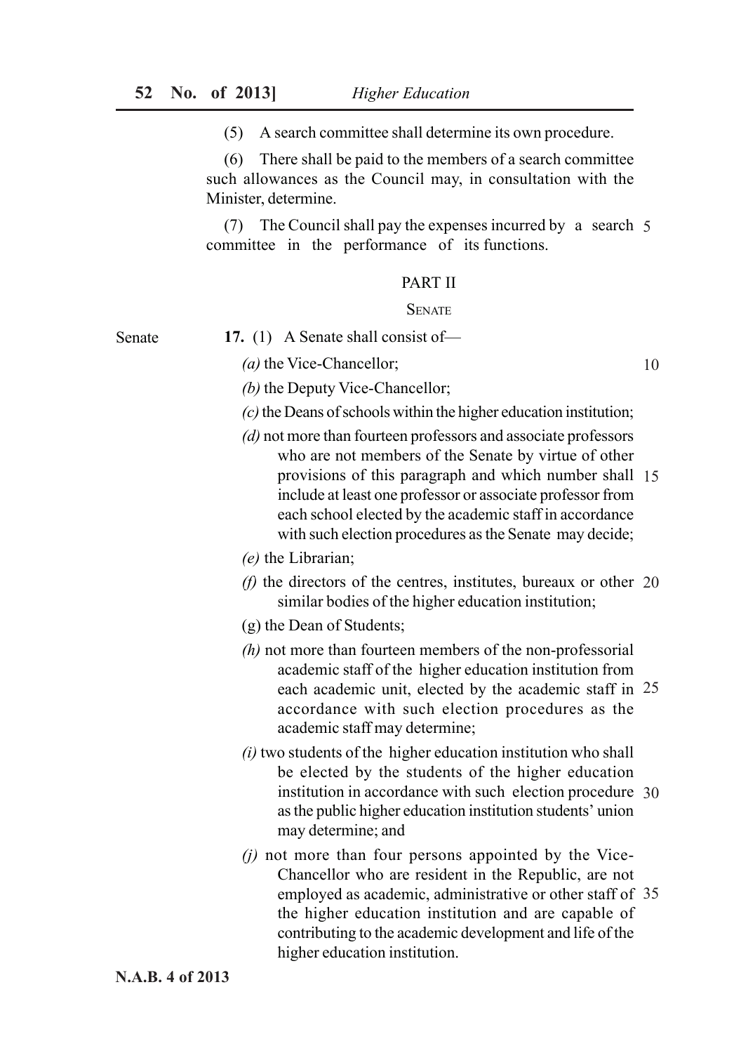(5) A search committee shall determine its own procedure.

(6) There shall be paid to the members of a search committee such allowances as the Council may, in consultation with the Minister, determine.

(7) The Council shall pay the expenses incurred by a search committee in the performance of its functions.

## PART II

### SENATE

Senate

**17.** (1) A Senate shall consist of—

*(a)* the Vice-Chancellor;

*(b)* the Deputy Vice-Chancellor;

*(c)* the Deans of schools within the higher education institution;

*(d)* not more than fourteen professors and associate professors who are not members of the Senate by virtue of other provisions of this paragraph and which number shall include at least one professor or associate professor from each school elected by the academic staff in accordance with such election procedures as the Senate may decide;

*(e)* the Librarian;

*(f)* the directors of the centres, institutes, bureaux or other similar bodies of the higher education institution;

(g) the Dean of Students;

*(h)* not more than fourteen members of the non-professorial academic staff of the higher education institution from each academic unit, elected by the academic staff in accordance with such election procedures as the academic staff may determine;

*(i)* two students of the higher education institution who shall be elected by the students of the higher education institution in accordance with such election procedure as the public higher education institution students' union may determine; and

*(j)* not more than four persons appointed by the Vice-Chancellor who are resident in the Republic, are not employed as academic, administrative or other staff of the higher education institution and are capable of contributing to the academic development and life of the higher education institution.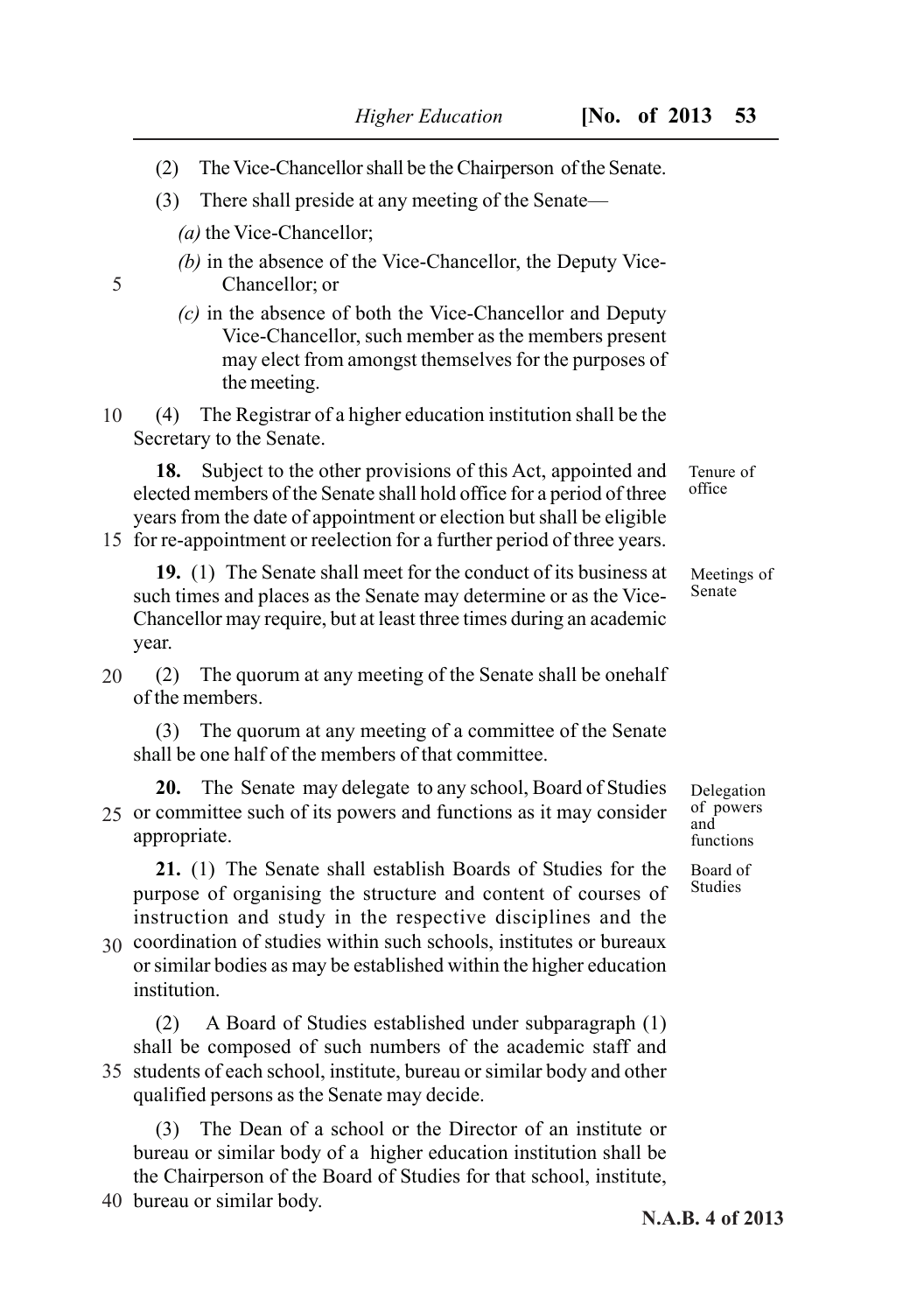(2) The Vice-Chancellor shall be the Chairperson of the Senate.

(3) There shall preside at any meeting of the Senate—

*(a)* the Vice-Chancellor;

*(b)* in the absence of the Vice-Chancellor, the Deputy Vice-Chancellor; or

*(c)* in the absence of both the Vice-Chancellor and Deputy Vice-Chancellor, such member as the members present may elect from amongst themselves for the purposes of the meeting.

(4) The Registrar of a higher education institution shall be the Secretary to the Senate.

Tenure of office

**18.** Subject to the other provisions of this Act, appointed and elected members of the Senate shall hold office for a period of three years from the date of appointment or election but shall be eligible for re-appointment or reelection for a further period of three years.

Meetings of Senate

**19.** (1) The Senate shall meet for the conduct of its business at such times and places as the Senate may determine or as the Vice-Chancellor may require, but at least three times during an academic year.

(2) The quorum at any meeting of the Senate shall be onehalf of the members.

(3) The quorum at any meeting of a committee of the Senate shall be one half of the members of that committee.

Delegation of powers and functions

**20.** The Senate may delegate to any school, Board of Studies or committee such of its powers and functions as it may consider appropriate.

Board of Studies

**21.** (1) The Senate shall establish Boards of Studies for the purpose of organising the structure and content of courses of instruction and study in the respective disciplines and the coordination of studies within such schools, institutes or bureaux or similar bodies as may be established within the higher education institution.

(2) A Board of Studies established under subparagraph (1) shall be composed of such numbers of the academic staff and students of each school, institute, bureau or similar body and other qualified persons as the Senate may decide.

(3) The Dean of a school or the Director of an institute or bureau or similar body of a higher education institution shall be the Chairperson of the Board of Studies for that school, institute, bureau or similar body.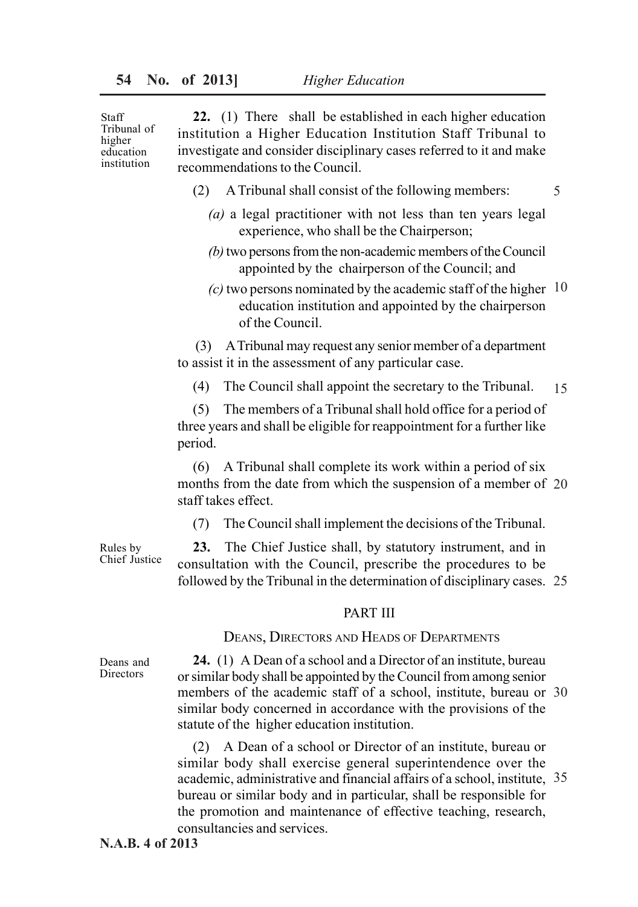**Staff Tribunal of higher education institution**

**22.** (1) There shall be established in each higher education institution a Higher Education Institution Staff Tribunal to investigate and consider disciplinary cases referred to it and make recommendations to the Council.

(2) A Tribunal shall consist of the following members:

*(a)* a legal practitioner with not less than ten years legal experience, who shall be the Chairperson;

*(b)* two persons from the non-academic members of the Council appointed by the chairperson of the Council; and

*(c)* two persons nominated by the academic staff of the higher education institution and appointed by the chairperson of the Council.

(3) A Tribunal may request any senior member of a department to assist it in the assessment of any particular case.

(4) The Council shall appoint the secretary to the Tribunal.

(5) The members of a Tribunal shall hold office for a period of three years and shall be eligible for reappointment for a further like period.

(6) A Tribunal shall complete its work within a period of six months from the date from which the suspension of a member of staff takes effect.

(7) The Council shall implement the decisions of the Tribunal.

**Rules by Chief Justice**

**23.** The Chief Justice shall, by statutory instrument, and in consultation with the Council, prescribe the procedures to be followed by the Tribunal in the determination of disciplinary cases.

## PART III

### DEANS, DIRECTORS AND HEADS OF DEPARTMENTS

**Deans and Directors**

**24.** (1) A Dean of a school and a Director of an institute, bureau or similar body shall be appointed by the Council from among senior members of the academic staff of a school, institute, bureau or similar body concerned in accordance with the provisions of the statute of the higher education institution.

(2) A Dean of a school or Director of an institute, bureau or similar body shall exercise general superintendence over the academic, administrative and financial affairs of a school, institute, bureau or similar body and in particular, shall be responsible for the promotion and maintenance of effective teaching, research, consultancies and services.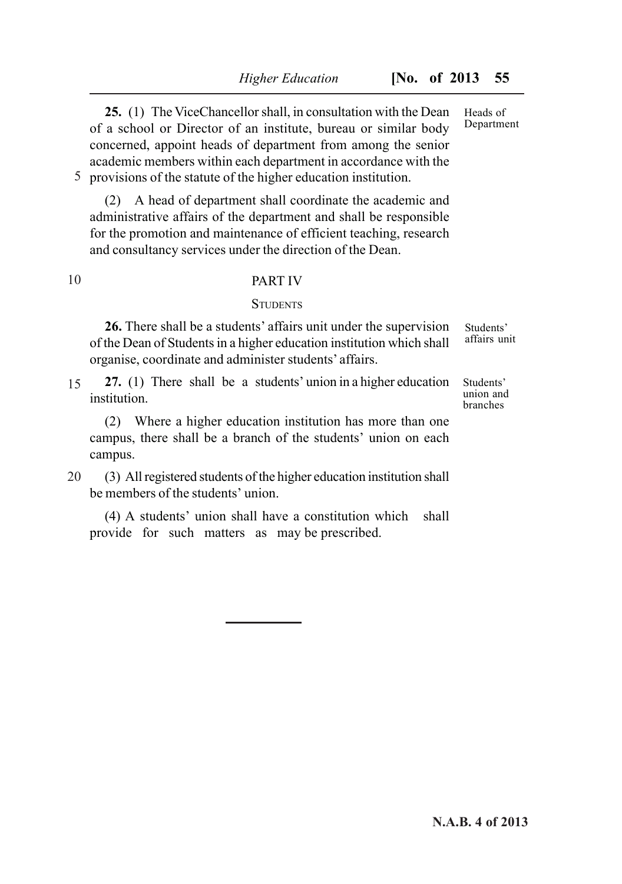**25.** (1) The ViceChancellor shall, in consultation with the Dean of a school or Director of an institute, bureau or similar body concerned, appoint heads of department from among the senior academic members within each department in accordance with the provisions of the statute of the higher education institution.

Heads of Department

(2) A head of department shall coordinate the academic and administrative affairs of the department and shall be responsible for the promotion and maintenance of efficient teaching, research and consultancy services under the direction of the Dean.

## PART IV

### STUDENTS

**26.** There shall be a students' affairs unit under the supervision of the Dean of Students in a higher education institution which shall organise, coordinate and administer students' affairs.

Students' affairs unit

**27.** (1) There shall be a students' union in a higher education institution.

Students' union and branches

(2) Where a higher education institution has more than one campus, there shall be a branch of the students' union on each campus.

(3) All registered students of the higher education institution shall be members of the students' union.

(4) A students' union shall have a constitution which shall provide for such matters as may be prescribed.